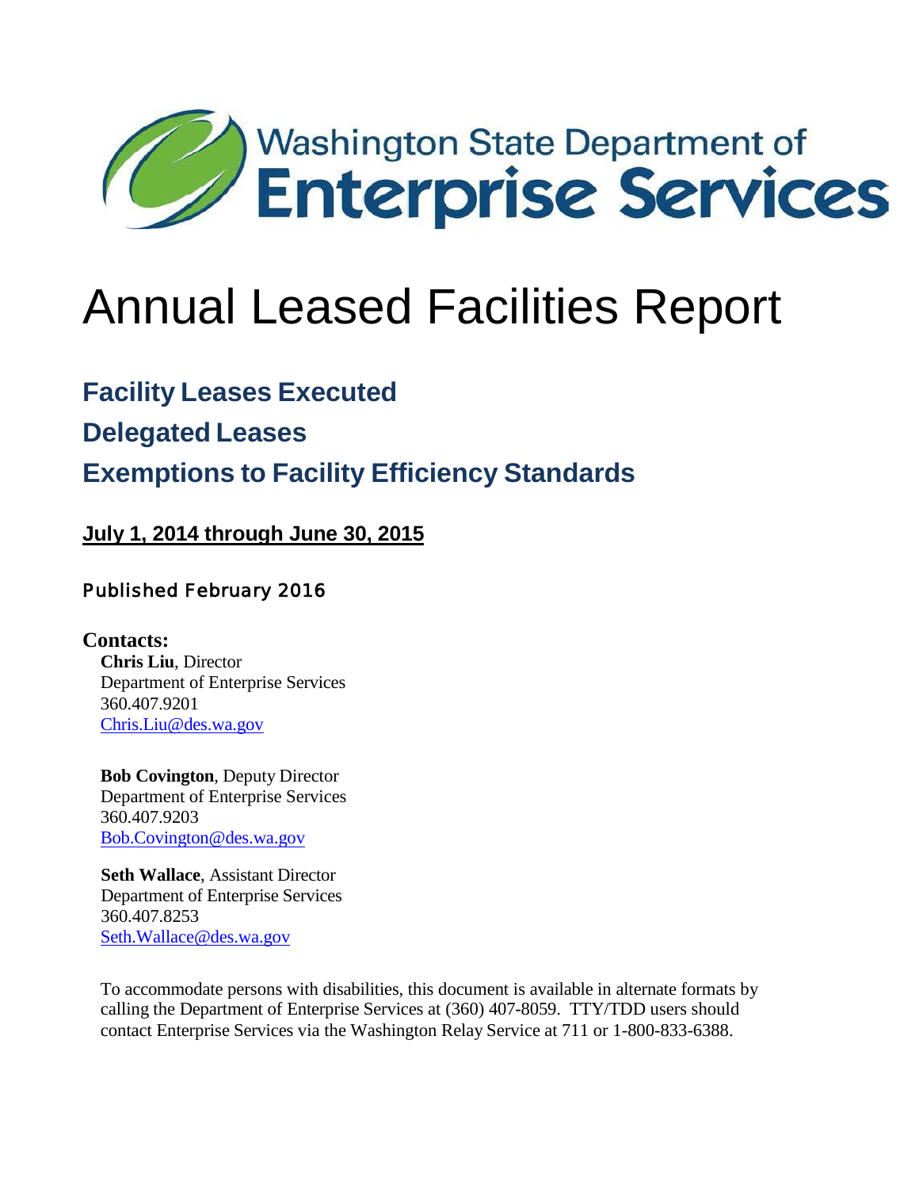Washington State Department of
**Enterprise Services**

# Annual Leased Facilities Report

## Facility Leases Executed

## Delegated Leases

## Exemptions to Facility Efficiency Standards

**July 1, 2014 through June 30, 2015**

Published February 2016

**Contacts:**

**Chris Liu**, Director
Department of Enterprise Services
360.407.9201
Chris.Liu@des.wa.gov

**Bob Covington**, Deputy Director
Department of Enterprise Services
360.407.9203
Bob.Covington@des.wa.gov

**Seth Wallace**, Assistant Director
Department of Enterprise Services
360.407.8253
Seth.Wallace@des.wa.gov

To accommodate persons with disabilities, this document is available in alternate formats by calling the Department of Enterprise Services at (360) 407-8059. TTY/TDD users should contact Enterprise Services via the Washington Relay Service at 711 or 1-800-833-6388.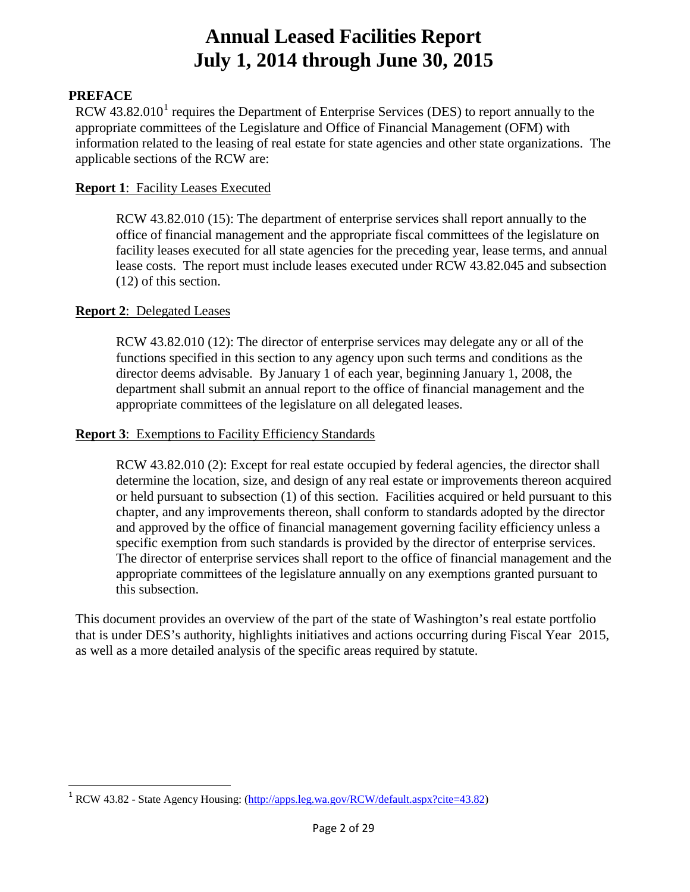# Annual Leased Facilities Report
# July 1, 2014 through June 30, 2015

## PREFACE

RCW 43.82.010[1] requires the Department of Enterprise Services (DES) to report annually to the appropriate committees of the Legislature and Office of Financial Management (OFM) with information related to the leasing of real estate for state agencies and other state organizations. The applicable sections of the RCW are:

**Report 1**: Facility Leases Executed

> RCW 43.82.010 (15): The department of enterprise services shall report annually to the office of financial management and the appropriate fiscal committees of the legislature on facility leases executed for all state agencies for the preceding year, lease terms, and annual lease costs. The report must include leases executed under RCW 43.82.045 and subsection (12) of this section.

**Report 2**: Delegated Leases

> RCW 43.82.010 (12): The director of enterprise services may delegate any or all of the functions specified in this section to any agency upon such terms and conditions as the director deems advisable. By January 1 of each year, beginning January 1, 2008, the department shall submit an annual report to the office of financial management and the appropriate committees of the legislature on all delegated leases.

**Report 3**: Exemptions to Facility Efficiency Standards

> RCW 43.82.010 (2): Except for real estate occupied by federal agencies, the director shall determine the location, size, and design of any real estate or improvements thereon acquired or held pursuant to subsection (1) of this section. Facilities acquired or held pursuant to this chapter, and any improvements thereon, shall conform to standards adopted by the director and approved by the office of financial management governing facility efficiency unless a specific exemption from such standards is provided by the director of enterprise services. The director of enterprise services shall report to the office of financial management and the appropriate committees of the legislature annually on any exemptions granted pursuant to this subsection.

This document provides an overview of the part of the state of Washington's real estate portfolio that is under DES's authority, highlights initiatives and actions occurring during Fiscal Year 2015, as well as a more detailed analysis of the specific areas required by statute.

---

[1] RCW 43.82 - State Agency Housing: (http://apps.leg.wa.gov/RCW/default.aspx?cite=43.82)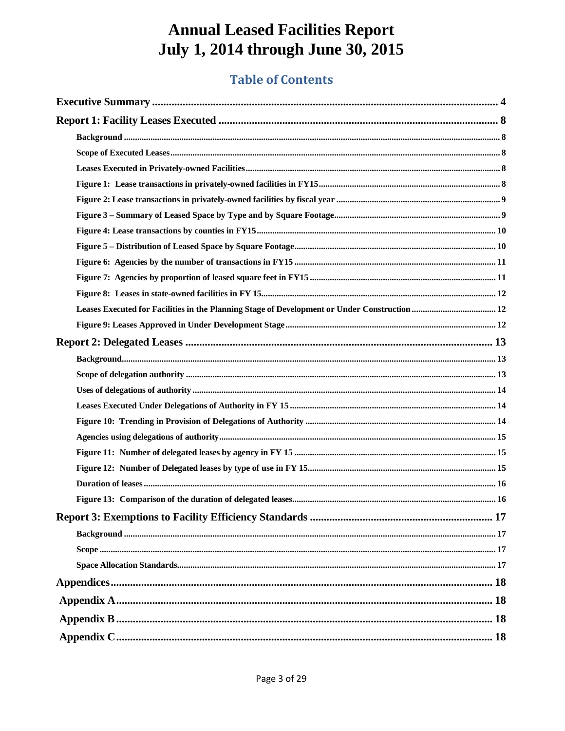# Annual Leased Facilities Report
# July 1, 2014 through June 30, 2015

## Table of Contents

**Executive Summary** .......... 4

**Report 1: Facility Leases Executed** .......... 8

- Background .......... 8
- Scope of Executed Leases .......... 8
- Leases Executed in Privately-owned Facilities .......... 8
- Figure 1: Lease transactions in privately-owned facilities in FY15 .......... 8
- Figure 2: Lease transactions in privately-owned facilities by fiscal year .......... 9
- Figure 3 – Summary of Leased Space by Type and by Square Footage .......... 9
- Figure 4: Lease transactions by counties in FY15 .......... 10
- Figure 5 – Distribution of Leased Space by Square Footage .......... 10
- Figure 6: Agencies by the number of transactions in FY15 .......... 11
- Figure 7: Agencies by proportion of leased square feet in FY15 .......... 11
- Figure 8: Leases in state-owned facilities in FY 15 .......... 12
- Leases Executed for Facilities in the Planning Stage of Development or Under Construction .......... 12
- Figure 9: Leases Approved in Under Development Stage .......... 12

**Report 2: Delegated Leases** .......... 13

- Background .......... 13
- Scope of delegation authority .......... 13
- Uses of delegations of authority .......... 14
- Leases Executed Under Delegations of Authority in FY 15 .......... 14
- Figure 10: Trending in Provision of Delegations of Authority .......... 14
- Agencies using delegations of authority .......... 15
- Figure 11: Number of delegated leases by agency in FY 15 .......... 15
- Figure 12: Number of Delegated leases by type of use in FY 15 .......... 15
- Duration of leases .......... 16
- Figure 13: Comparison of the duration of delegated leases .......... 16

**Report 3: Exemptions to Facility Efficiency Standards** .......... 17

- Background .......... 17
- Scope .......... 17
- Space Allocation Standards .......... 17

**Appendices** .......... 18

**Appendix A** .......... 18

**Appendix B** .......... 18

**Appendix C** .......... 18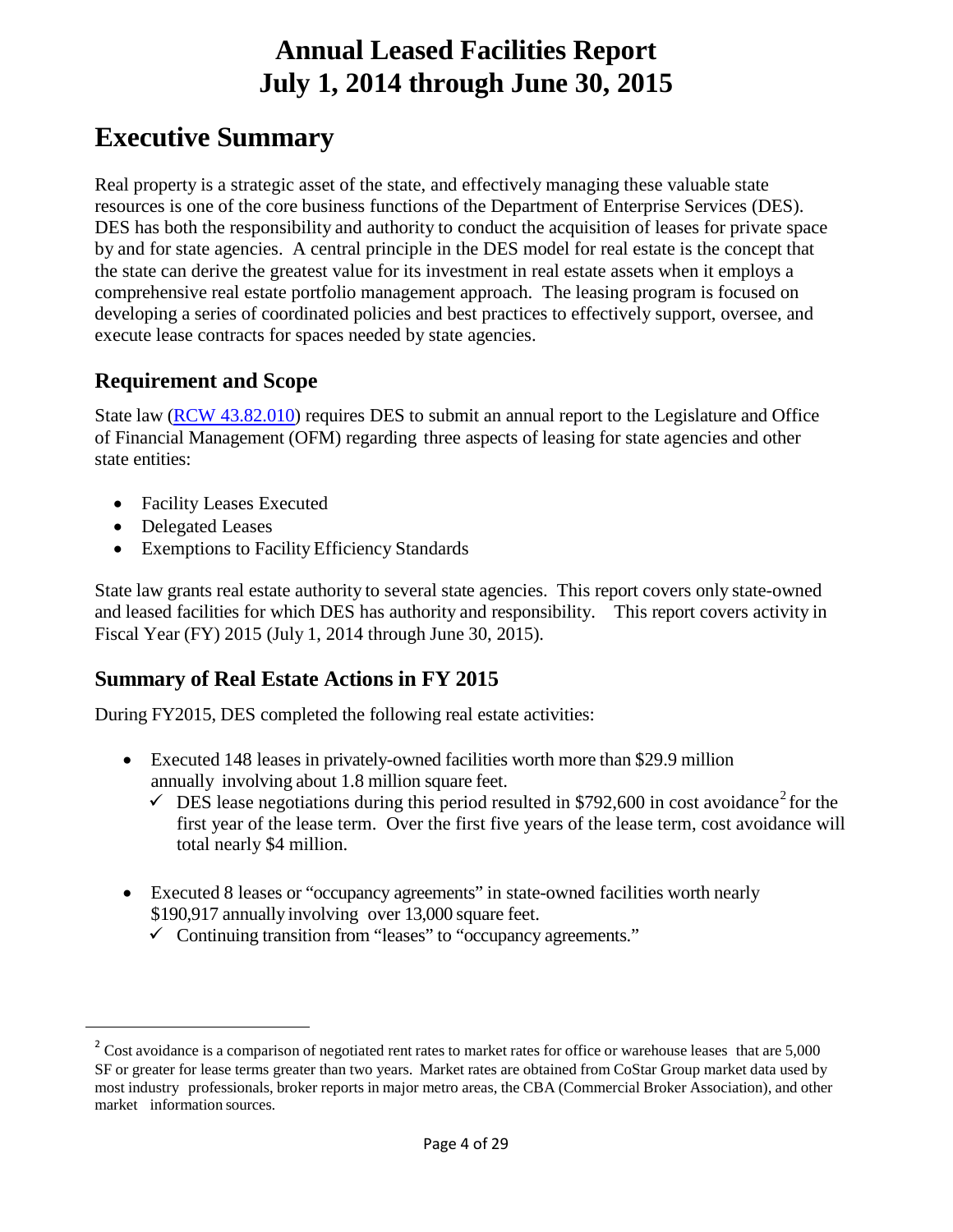# Annual Leased Facilities Report
# July 1, 2014 through June 30, 2015

# Executive Summary

Real property is a strategic asset of the state, and effectively managing these valuable state resources is one of the core business functions of the Department of Enterprise Services (DES). DES has both the responsibility and authority to conduct the acquisition of leases for private space by and for state agencies. A central principle in the DES model for real estate is the concept that the state can derive the greatest value for its investment in real estate assets when it employs a comprehensive real estate portfolio management approach. The leasing program is focused on developing a series of coordinated policies and best practices to effectively support, oversee, and execute lease contracts for spaces needed by state agencies.

## Requirement and Scope

State law (RCW 43.82.010) requires DES to submit an annual report to the Legislature and Office of Financial Management (OFM) regarding three aspects of leasing for state agencies and other state entities:

- Facility Leases Executed
- Delegated Leases
- Exemptions to Facility Efficiency Standards

State law grants real estate authority to several state agencies. This report covers only state-owned and leased facilities for which DES has authority and responsibility. This report covers activity in Fiscal Year (FY) 2015 (July 1, 2014 through June 30, 2015).

## Summary of Real Estate Actions in FY 2015

During FY2015, DES completed the following real estate activities:

- Executed 148 leases in privately-owned facilities worth more than $29.9 million annually involving about 1.8 million square feet.
  - ✓ DES lease negotiations during this period resulted in $792,600 in cost avoidance[2] for the first year of the lease term. Over the first five years of the lease term, cost avoidance will total nearly $4 million.

- Executed 8 leases or "occupancy agreements" in state-owned facilities worth nearly $190,917 annually involving over 13,000 square feet.
  - ✓ Continuing transition from "leases" to "occupancy agreements."

---

[2] Cost avoidance is a comparison of negotiated rent rates to market rates for office or warehouse leases that are 5,000 SF or greater for lease terms greater than two years. Market rates are obtained from CoStar Group market data used by most industry professionals, broker reports in major metro areas, the CBA (Commercial Broker Association), and other market information sources.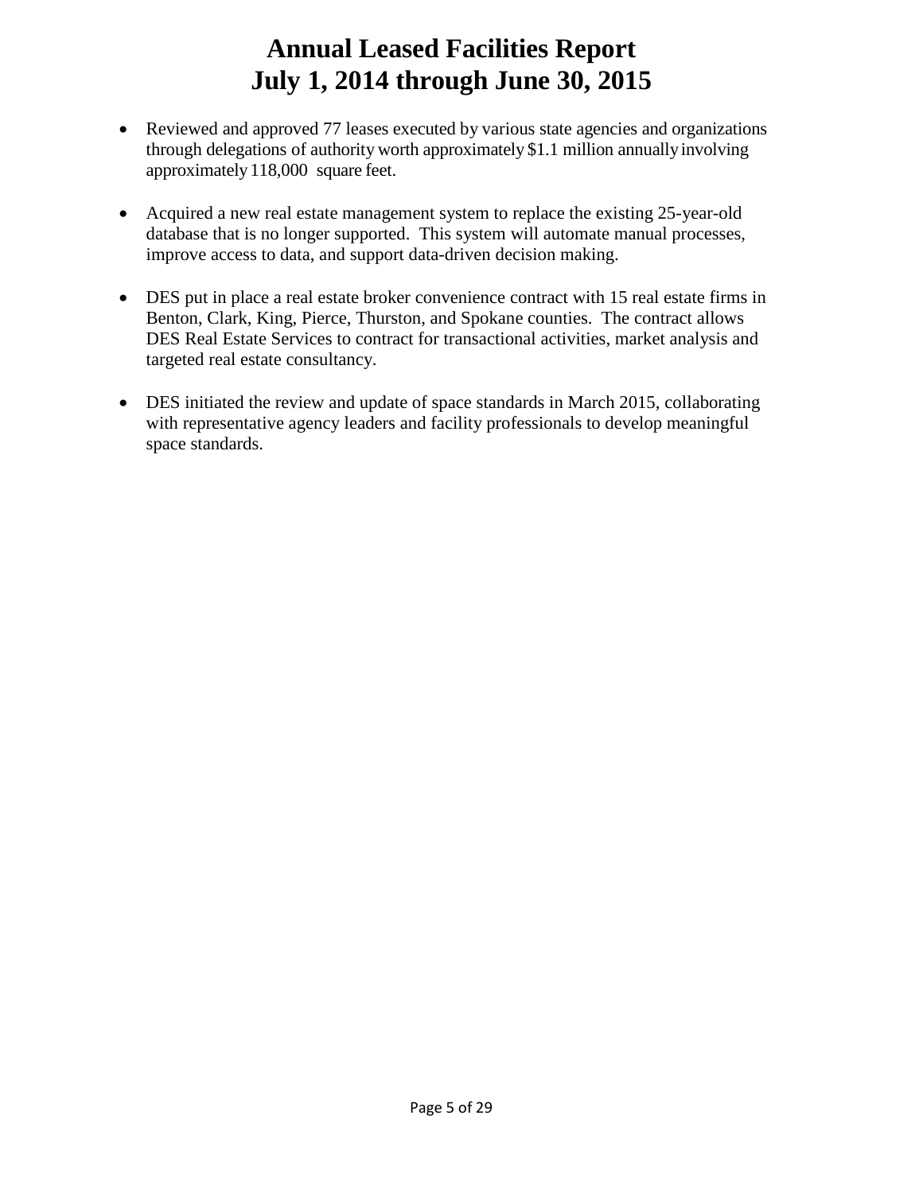# Annual Leased Facilities Report
# July 1, 2014 through June 30, 2015

- Reviewed and approved 77 leases executed by various state agencies and organizations through delegations of authority worth approximately $1.1 million annually involving approximately 118,000 square feet.

- Acquired a new real estate management system to replace the existing 25-year-old database that is no longer supported. This system will automate manual processes, improve access to data, and support data-driven decision making.

- DES put in place a real estate broker convenience contract with 15 real estate firms in Benton, Clark, King, Pierce, Thurston, and Spokane counties. The contract allows DES Real Estate Services to contract for transactional activities, market analysis and targeted real estate consultancy.

- DES initiated the review and update of space standards in March 2015, collaborating with representative agency leaders and facility professionals to develop meaningful space standards.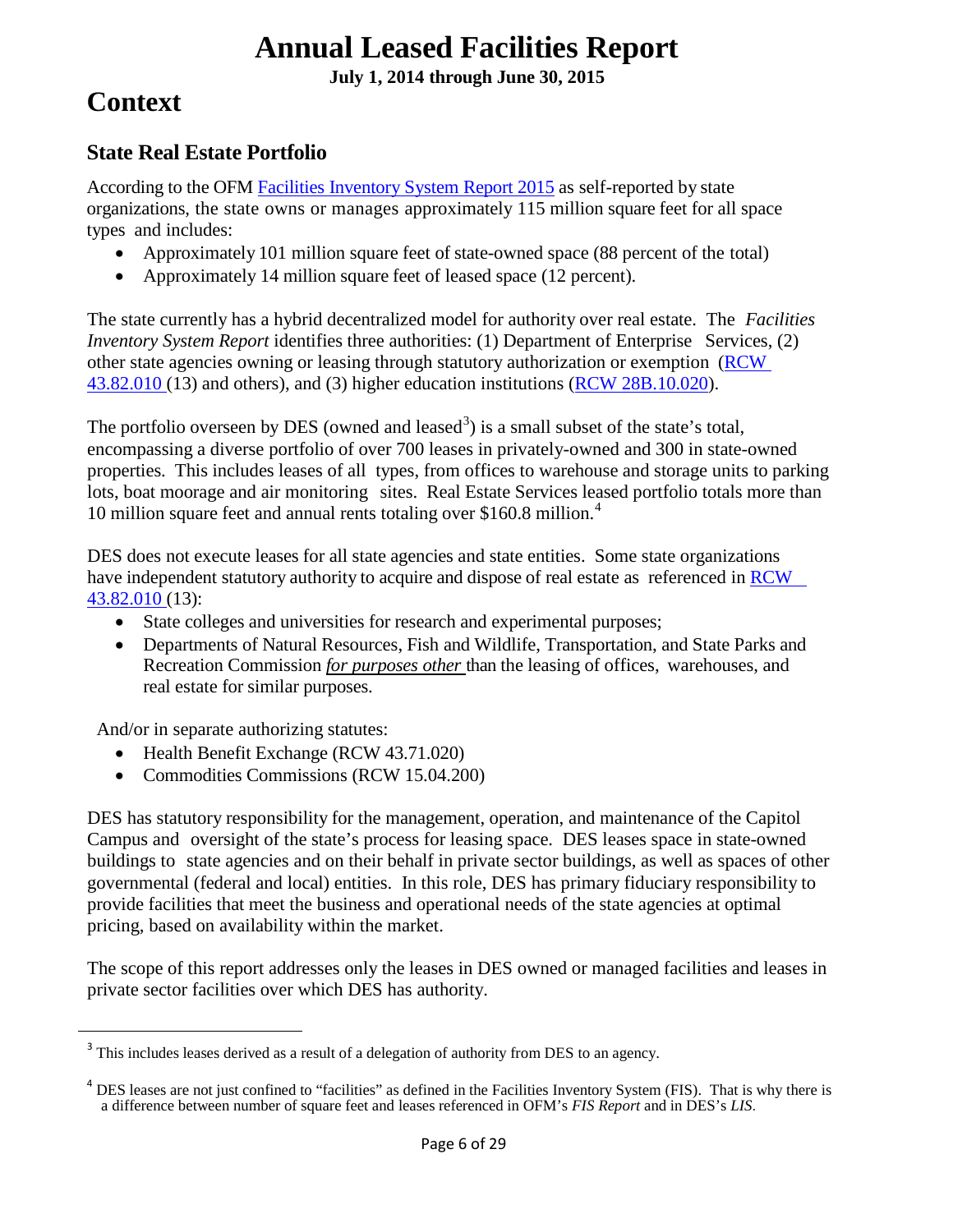# Context

## State Real Estate Portfolio

According to the OFM [Facilities Inventory System Report 2015] as self-reported by state organizations, the state owns or manages approximately 115 million square feet for all space types and includes:

- Approximately 101 million square feet of state-owned space (88 percent of the total)
- Approximately 14 million square feet of leased space (12 percent).

The state currently has a hybrid decentralized model for authority over real estate. The *Facilities Inventory System Report* identifies three authorities: (1) Department of Enterprise Services, (2) other state agencies owning or leasing through statutory authorization or exemption (RCW 43.82.010 (13) and others), and (3) higher education institutions (RCW 28B.10.020).

The portfolio overseen by DES (owned and leased[3]) is a small subset of the state's total, encompassing a diverse portfolio of over 700 leases in privately-owned and 300 in state-owned properties. This includes leases of all types, from offices to warehouse and storage units to parking lots, boat moorage and air monitoring sites. Real Estate Services leased portfolio totals more than 10 million square feet and annual rents totaling over $160.8 million.[4]

DES does not execute leases for all state agencies and state entities. Some state organizations have independent statutory authority to acquire and dispose of real estate as referenced in RCW 43.82.010 (13):

- State colleges and universities for research and experimental purposes;
- Departments of Natural Resources, Fish and Wildlife, Transportation, and State Parks and Recreation Commission *for purposes other* than the leasing of offices, warehouses, and real estate for similar purposes.

And/or in separate authorizing statutes:

- Health Benefit Exchange (RCW 43.71.020)
- Commodities Commissions (RCW 15.04.200)

DES has statutory responsibility for the management, operation, and maintenance of the Capitol Campus and oversight of the state's process for leasing space. DES leases space in state-owned buildings to state agencies and on their behalf in private sector buildings, as well as spaces of other governmental (federal and local) entities. In this role, DES has primary fiduciary responsibility to provide facilities that meet the business and operational needs of the state agencies at optimal pricing, based on availability within the market.

The scope of this report addresses only the leases in DES owned or managed facilities and leases in private sector facilities over which DES has authority.

---

[3] This includes leases derived as a result of a delegation of authority from DES to an agency.

[4] DES leases are not just confined to "facilities" as defined in the Facilities Inventory System (FIS). That is why there is a difference between number of square feet and leases referenced in OFM's *FIS Report* and in DES's *LIS*.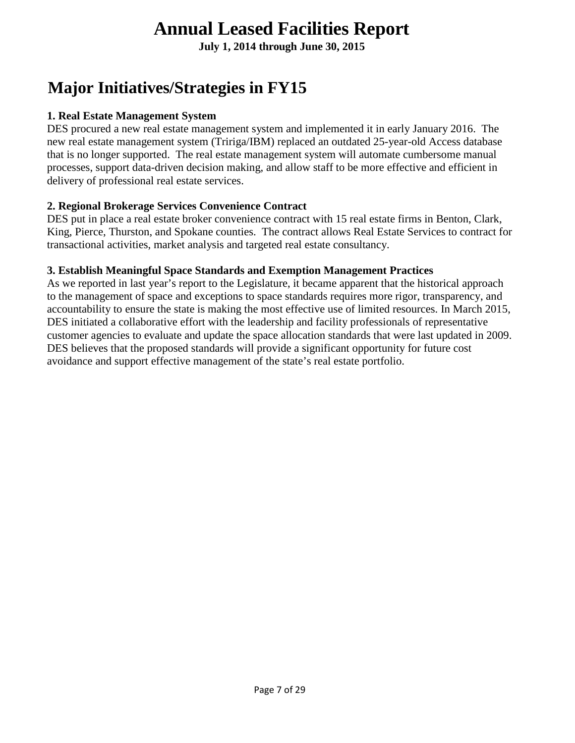# Annual Leased Facilities Report

**July 1, 2014 through June 30, 2015**

## Major Initiatives/Strategies in FY15

**1. Real Estate Management System**

DES procured a new real estate management system and implemented it in early January 2016. The new real estate management system (Tririga/IBM) replaced an outdated 25-year-old Access database that is no longer supported. The real estate management system will automate cumbersome manual processes, support data-driven decision making, and allow staff to be more effective and efficient in delivery of professional real estate services.

**2. Regional Brokerage Services Convenience Contract**

DES put in place a real estate broker convenience contract with 15 real estate firms in Benton, Clark, King, Pierce, Thurston, and Spokane counties. The contract allows Real Estate Services to contract for transactional activities, market analysis and targeted real estate consultancy.

**3. Establish Meaningful Space Standards and Exemption Management Practices**

As we reported in last year's report to the Legislature, it became apparent that the historical approach to the management of space and exceptions to space standards requires more rigor, transparency, and accountability to ensure the state is making the most effective use of limited resources. In March 2015, DES initiated a collaborative effort with the leadership and facility professionals of representative customer agencies to evaluate and update the space allocation standards that were last updated in 2009. DES believes that the proposed standards will provide a significant opportunity for future cost avoidance and support effective management of the state's real estate portfolio.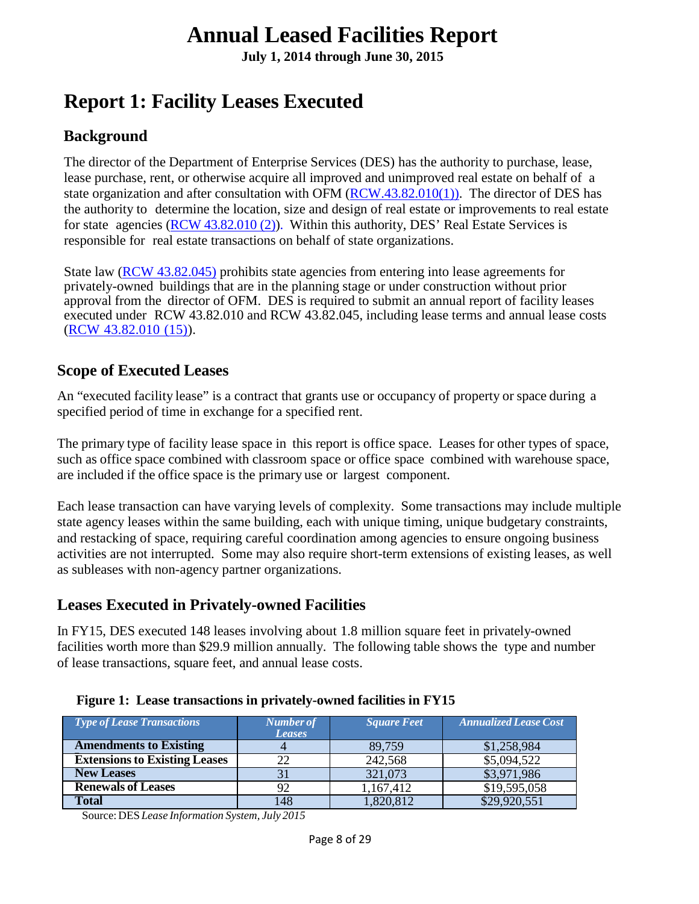# Annual Leased Facilities Report

**July 1, 2014 through June 30, 2015**

# Report 1: Facility Leases Executed

## Background

The director of the Department of Enterprise Services (DES) has the authority to purchase, lease, lease purchase, rent, or otherwise acquire all improved and unimproved real estate on behalf of a state organization and after consultation with OFM (RCW.43.82.010(1)). The director of DES has the authority to determine the location, size and design of real estate or improvements to real estate for state agencies (RCW 43.82.010 (2)). Within this authority, DES' Real Estate Services is responsible for real estate transactions on behalf of state organizations.

State law (RCW 43.82.045) prohibits state agencies from entering into lease agreements for privately-owned buildings that are in the planning stage or under construction without prior approval from the director of OFM. DES is required to submit an annual report of facility leases executed under RCW 43.82.010 and RCW 43.82.045, including lease terms and annual lease costs (RCW 43.82.010 (15)).

## Scope of Executed Leases

An "executed facility lease" is a contract that grants use or occupancy of property or space during a specified period of time in exchange for a specified rent.

The primary type of facility lease space in this report is office space. Leases for other types of space, such as office space combined with classroom space or office space combined with warehouse space, are included if the office space is the primary use or largest component.

Each lease transaction can have varying levels of complexity. Some transactions may include multiple state agency leases within the same building, each with unique timing, unique budgetary constraints, and restacking of space, requiring careful coordination among agencies to ensure ongoing business activities are not interrupted. Some may also require short-term extensions of existing leases, as well as subleases with non-agency partner organizations.

## Leases Executed in Privately-owned Facilities

In FY15, DES executed 148 leases involving about 1.8 million square feet in privately-owned facilities worth more than $29.9 million annually. The following table shows the type and number of lease transactions, square feet, and annual lease costs.

**Figure 1: Lease transactions in privately-owned facilities in FY15**

| *Type of Lease Transactions* | *Number of Leases* | *Square Feet* | *Annualized Lease Cost* |
|---|---|---|---|
| **Amendments to Existing** | 4 | 89,759 | $1,258,984 |
| **Extensions to Existing Leases** | 22 | 242,568 | $5,094,522 |
| **New Leases** | 31 | 321,073 | $3,971,986 |
| **Renewals of Leases** | 92 | 1,167,412 | $19,595,058 |
| **Total** | 148 | 1,820,812 | $29,920,551 |

Source: DES *Lease Information System, July 2015*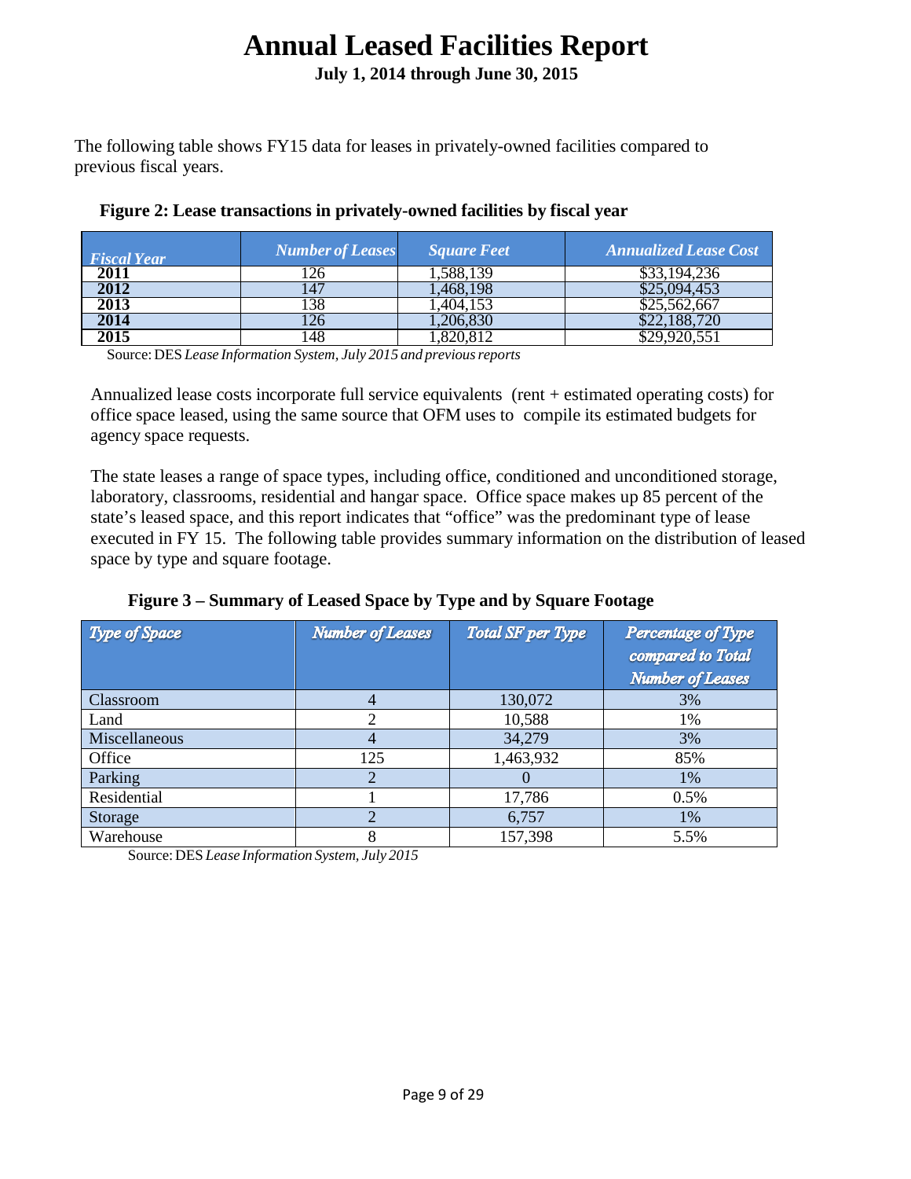# Annual Leased Facilities Report

**July 1, 2014 through June 30, 2015**

The following table shows FY15 data for leases in privately-owned facilities compared to previous fiscal years.

**Figure 2: Lease transactions in privately-owned facilities by fiscal year**

| *Fiscal Year* | *Number of Leases* | *Square Feet* | *Annualized Lease Cost* |
|---|---|---|---|
| **2011** | 126 | 1,588,139 | $33,194,236 |
| **2012** | 147 | 1,468,198 | $25,094,453 |
| **2013** | 138 | 1,404,153 | $25,562,667 |
| **2014** | 126 | 1,206,830 | $22,188,720 |
| **2015** | 148 | 1,820,812 | $29,920,551 |

Source: DES *Lease Information System, July 2015 and previous reports*

Annualized lease costs incorporate full service equivalents (rent + estimated operating costs) for office space leased, using the same source that OFM uses to compile its estimated budgets for agency space requests.

The state leases a range of space types, including office, conditioned and unconditioned storage, laboratory, classrooms, residential and hangar space. Office space makes up 85 percent of the state's leased space, and this report indicates that "office" was the predominant type of lease executed in FY 15. The following table provides summary information on the distribution of leased space by type and square footage.

**Figure 3 – Summary of Leased Space by Type and by Square Footage**

| *Type of Space* | *Number of Leases* | *Total SF per Type* | *Percentage of Type compared to Total Number of Leases* |
|---|---|---|---|
| Classroom | 4 | 130,072 | 3% |
| Land | 2 | 10,588 | 1% |
| Miscellaneous | 4 | 34,279 | 3% |
| Office | 125 | 1,463,932 | 85% |
| Parking | 2 | 0 | 1% |
| Residential | 1 | 17,786 | 0.5% |
| Storage | 2 | 6,757 | 1% |
| Warehouse | 8 | 157,398 | 5.5% |

Source: DES *Lease Information System, July 2015*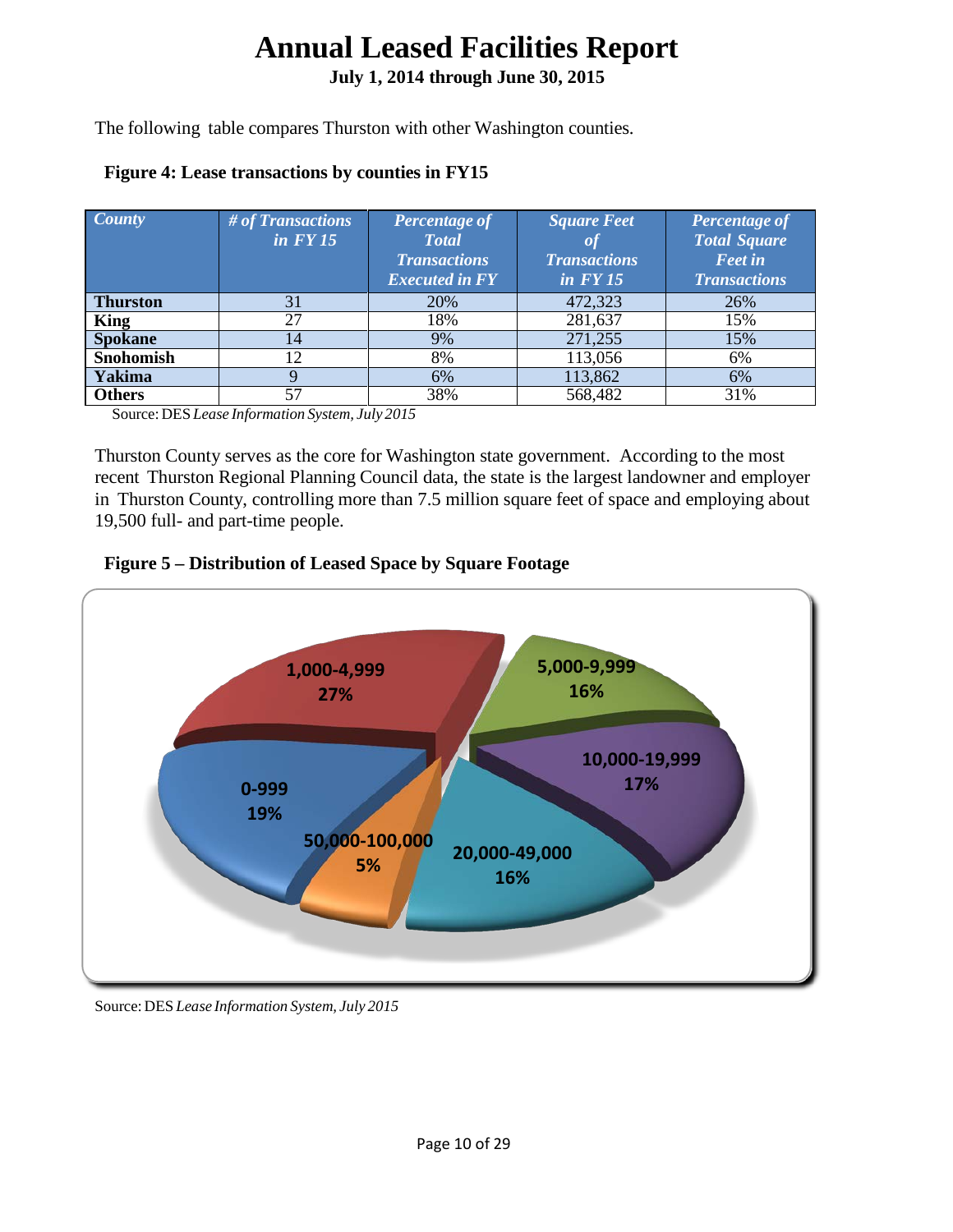# Annual Leased Facilities Report

**July 1, 2014 through June 30, 2015**

The following table compares Thurston with other Washington counties.

**Figure 4: Lease transactions by counties in FY15**

| *County* | *# of Transactions in FY 15* | *Percentage of Total Transactions Executed in FY* | *Square Feet of Transactions in FY 15* | *Percentage of Total Square Feet in Transactions* |
|---|---|---|---|---|
| **Thurston** | 31 | 20% | 472,323 | 26% |
| **King** | 27 | 18% | 281,637 | 15% |
| **Spokane** | 14 | 9% | 271,255 | 15% |
| **Snohomish** | 12 | 8% | 113,056 | 6% |
| **Yakima** | 9 | 6% | 113,862 | 6% |
| **Others** | 57 | 38% | 568,482 | 31% |

Source: DES *Lease Information System, July 2015*

Thurston County serves as the core for Washington state government. According to the most recent Thurston Regional Planning Council data, the state is the largest landowner and employer in Thurston County, controlling more than 7.5 million square feet of space and employing about 19,500 full- and part-time people.

**Figure 5 – Distribution of Leased Space by Square Footage**

| Square Footage | Percentage |
|---|---|
| 0-999 | 19% |
| 1,000-4,999 | 27% |
| 5,000-9,999 | 16% |
| 10,000-19,999 | 17% |
| 20,000-49,000 | 16% |
| 50,000-100,000 | 5% |

Source: DES *Lease Information System, July 2015*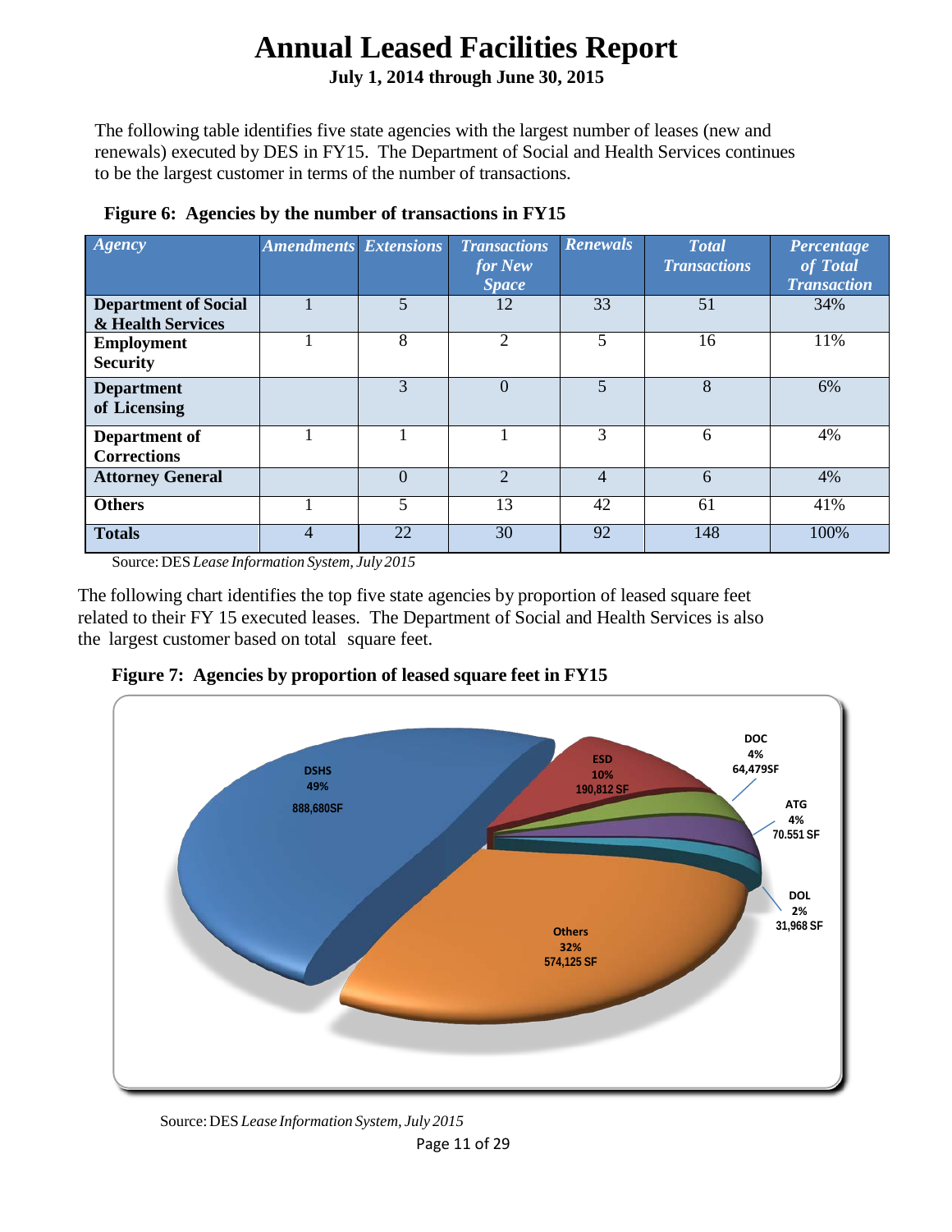# Annual Leased Facilities Report

**July 1, 2014 through June 30, 2015**

The following table identifies five state agencies with the largest number of leases (new and renewals) executed by DES in FY15. The Department of Social and Health Services continues to be the largest customer in terms of the number of transactions.

**Figure 6: Agencies by the number of transactions in FY15**

| *Agency* | *Amendments* | *Extensions* | *Transactions for New Space* | *Renewals* | *Total Transactions* | *Percentage of Total Transaction* |
|---|---|---|---|---|---|---|
| **Department of Social & Health Services** | 1 | 5 | 12 | 33 | 51 | 34% |
| **Employment Security** | 1 | 8 | 2 | 5 | 16 | 11% |
| **Department of Licensing** | | 3 | 0 | 5 | 8 | 6% |
| **Department of Corrections** | 1 | 1 | 1 | 3 | 6 | 4% |
| **Attorney General** | | 0 | 2 | 4 | 6 | 4% |
| **Others** | 1 | 5 | 13 | 42 | 61 | 41% |
| **Totals** | 4 | 22 | 30 | 92 | 148 | 100% |

Source: DES *Lease Information System, July 2015*

The following chart identifies the top five state agencies by proportion of leased square feet related to their FY 15 executed leases. The Department of Social and Health Services is also the largest customer based on total square feet.

**Figure 7: Agencies by proportion of leased square feet in FY15**

DSHS 49% 888,680SF; ESD 10% 190,812 SF; DOC 4% 64,479SF; ATG 4% 70.551 SF; DOL 2% 31,968 SF; Others 32% 574,125 SF

Source: DES *Lease Information System, July 2015*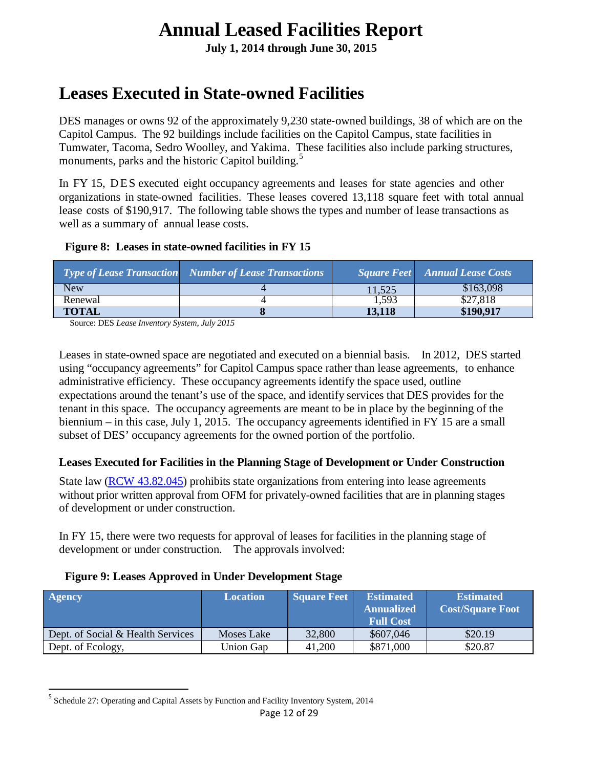# Annual Leased Facilities Report

**July 1, 2014 through June 30, 2015**

## Leases Executed in State-owned Facilities

DES manages or owns 92 of the approximately 9,230 state-owned buildings, 38 of which are on the Capitol Campus. The 92 buildings include facilities on the Capitol Campus, state facilities in Tumwater, Tacoma, Sedro Woolley, and Yakima. These facilities also include parking structures, monuments, parks and the historic Capitol building.[5]

In FY 15, DES executed eight occupancy agreements and leases for state agencies and other organizations in state-owned facilities. These leases covered 13,118 square feet with total annual lease costs of $190,917. The following table shows the types and number of lease transactions as well as a summary of annual lease costs.

**Figure 8: Leases in state-owned facilities in FY 15**

| *Type of Lease Transaction* | *Number of Lease Transactions* | *Square Feet* | *Annual Lease Costs* |
|---|---|---|---|
| New | 4 | 11,525 | $163,098 |
| Renewal | 4 | 1,593 | $27,818 |
| **TOTAL** | **8** | **13,118** | **$190,917** |

Source: DES *Lease Inventory System, July 2015*

Leases in state-owned space are negotiated and executed on a biennial basis. In 2012, DES started using "occupancy agreements" for Capitol Campus space rather than lease agreements, to enhance administrative efficiency. These occupancy agreements identify the space used, outline expectations around the tenant's use of the space, and identify services that DES provides for the tenant in this space. The occupancy agreements are meant to be in place by the beginning of the biennium – in this case, July 1, 2015. The occupancy agreements identified in FY 15 are a small subset of DES' occupancy agreements for the owned portion of the portfolio.

### Leases Executed for Facilities in the Planning Stage of Development or Under Construction

State law (RCW 43.82.045) prohibits state organizations from entering into lease agreements without prior written approval from OFM for privately-owned facilities that are in planning stages of development or under construction.

In FY 15, there were two requests for approval of leases for facilities in the planning stage of development or under construction. The approvals involved:

**Figure 9: Leases Approved in Under Development Stage**

| Agency | Location | Square Feet | Estimated Annualized Full Cost | Estimated Cost/Square Foot |
|---|---|---|---|---|
| Dept. of Social & Health Services | Moses Lake | 32,800 | $607,046 | $20.19 |
| Dept. of Ecology, | Union Gap | 41,200 | $871,000 | $20.87 |

[5] Schedule 27: Operating and Capital Assets by Function and Facility Inventory System, 2014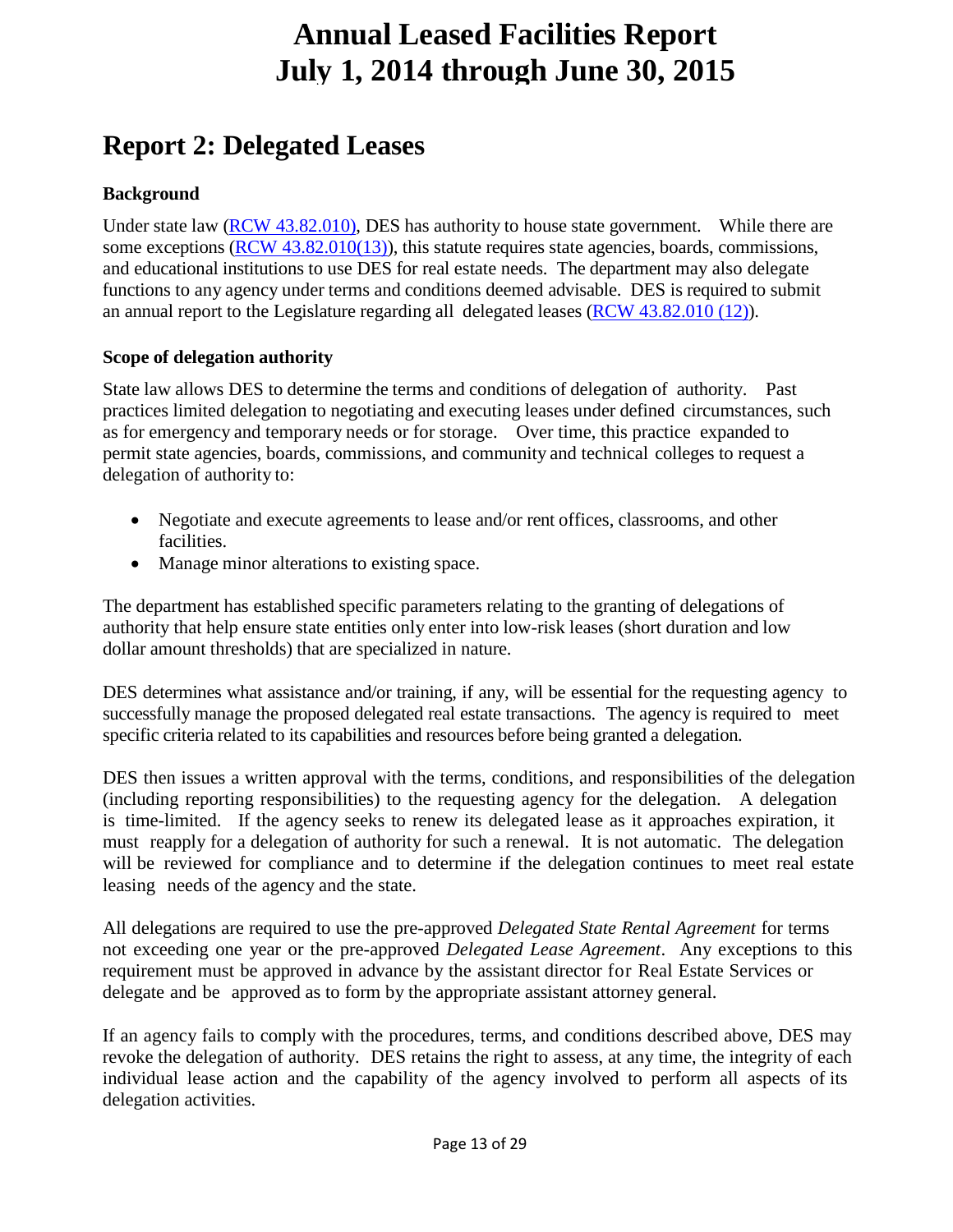# Annual Leased Facilities Report
# July 1, 2014 through June 30, 2015

## Report 2: Delegated Leases

### Background

Under state law (RCW 43.82.010), DES has authority to house state government. While there are some exceptions (RCW 43.82.010(13)), this statute requires state agencies, boards, commissions, and educational institutions to use DES for real estate needs. The department may also delegate functions to any agency under terms and conditions deemed advisable. DES is required to submit an annual report to the Legislature regarding all delegated leases (RCW 43.82.010 (12)).

### Scope of delegation authority

State law allows DES to determine the terms and conditions of delegation of authority. Past practices limited delegation to negotiating and executing leases under defined circumstances, such as for emergency and temporary needs or for storage. Over time, this practice expanded to permit state agencies, boards, commissions, and community and technical colleges to request a delegation of authority to:

- Negotiate and execute agreements to lease and/or rent offices, classrooms, and other facilities.
- Manage minor alterations to existing space.

The department has established specific parameters relating to the granting of delegations of authority that help ensure state entities only enter into low-risk leases (short duration and low dollar amount thresholds) that are specialized in nature.

DES determines what assistance and/or training, if any, will be essential for the requesting agency to successfully manage the proposed delegated real estate transactions. The agency is required to meet specific criteria related to its capabilities and resources before being granted a delegation.

DES then issues a written approval with the terms, conditions, and responsibilities of the delegation (including reporting responsibilities) to the requesting agency for the delegation. A delegation is time-limited. If the agency seeks to renew its delegated lease as it approaches expiration, it must reapply for a delegation of authority for such a renewal. It is not automatic. The delegation will be reviewed for compliance and to determine if the delegation continues to meet real estate leasing needs of the agency and the state.

All delegations are required to use the pre-approved *Delegated State Rental Agreement* for terms not exceeding one year or the pre-approved *Delegated Lease Agreement*. Any exceptions to this requirement must be approved in advance by the assistant director for Real Estate Services or delegate and be approved as to form by the appropriate assistant attorney general.

If an agency fails to comply with the procedures, terms, and conditions described above, DES may revoke the delegation of authority. DES retains the right to assess, at any time, the integrity of each individual lease action and the capability of the agency involved to perform all aspects of its delegation activities.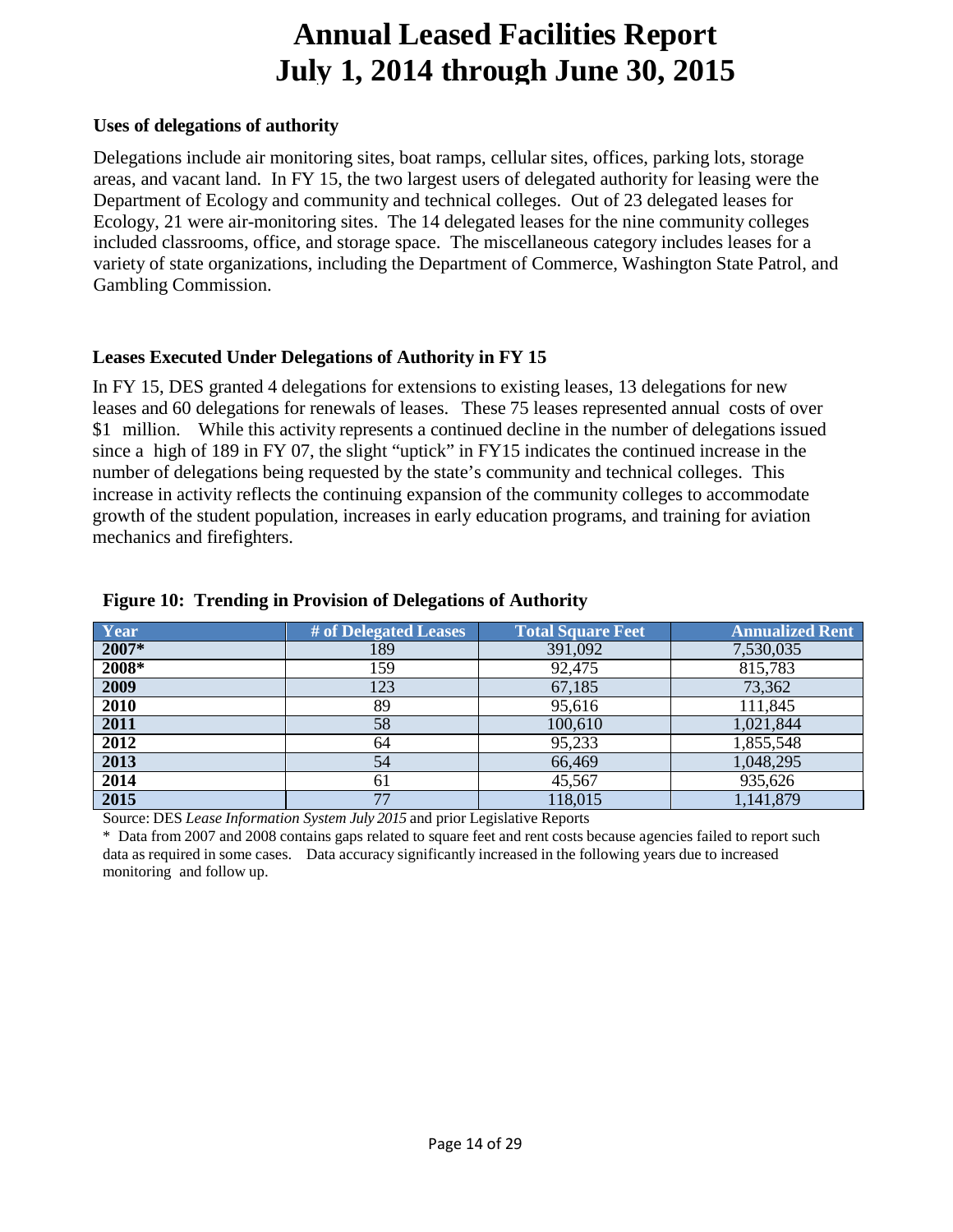# Annual Leased Facilities Report
# July 1, 2014 through June 30, 2015

### Uses of delegations of authority

Delegations include air monitoring sites, boat ramps, cellular sites, offices, parking lots, storage areas, and vacant land. In FY 15, the two largest users of delegated authority for leasing were the Department of Ecology and community and technical colleges. Out of 23 delegated leases for Ecology, 21 were air-monitoring sites. The 14 delegated leases for the nine community colleges included classrooms, office, and storage space. The miscellaneous category includes leases for a variety of state organizations, including the Department of Commerce, Washington State Patrol, and Gambling Commission.

### Leases Executed Under Delegations of Authority in FY 15

In FY 15, DES granted 4 delegations for extensions to existing leases, 13 delegations for new leases and 60 delegations for renewals of leases. These 75 leases represented annual costs of over $1 million. While this activity represents a continued decline in the number of delegations issued since a high of 189 in FY 07, the slight "uptick" in FY15 indicates the continued increase in the number of delegations being requested by the state's community and technical colleges. This increase in activity reflects the continuing expansion of the community colleges to accommodate growth of the student population, increases in early education programs, and training for aviation mechanics and firefighters.

**Figure 10: Trending in Provision of Delegations of Authority**

| Year | # of Delegated Leases | Total Square Feet | Annualized Rent |
|---|---|---|---|
| **2007*** | 189 | 391,092 | 7,530,035 |
| **2008*** | 159 | 92,475 | 815,783 |
| **2009** | 123 | 67,185 | 73,362 |
| **2010** | 89 | 95,616 | 111,845 |
| **2011** | 58 | 100,610 | 1,021,844 |
| **2012** | 64 | 95,233 | 1,855,548 |
| **2013** | 54 | 66,469 | 1,048,295 |
| **2014** | 61 | 45,567 | 935,626 |
| **2015** | 77 | 118,015 | 1,141,879 |

Source: DES *Lease Information System July 2015* and prior Legislative Reports

* Data from 2007 and 2008 contains gaps related to square feet and rent costs because agencies failed to report such data as required in some cases. Data accuracy significantly increased in the following years due to increased monitoring and follow up.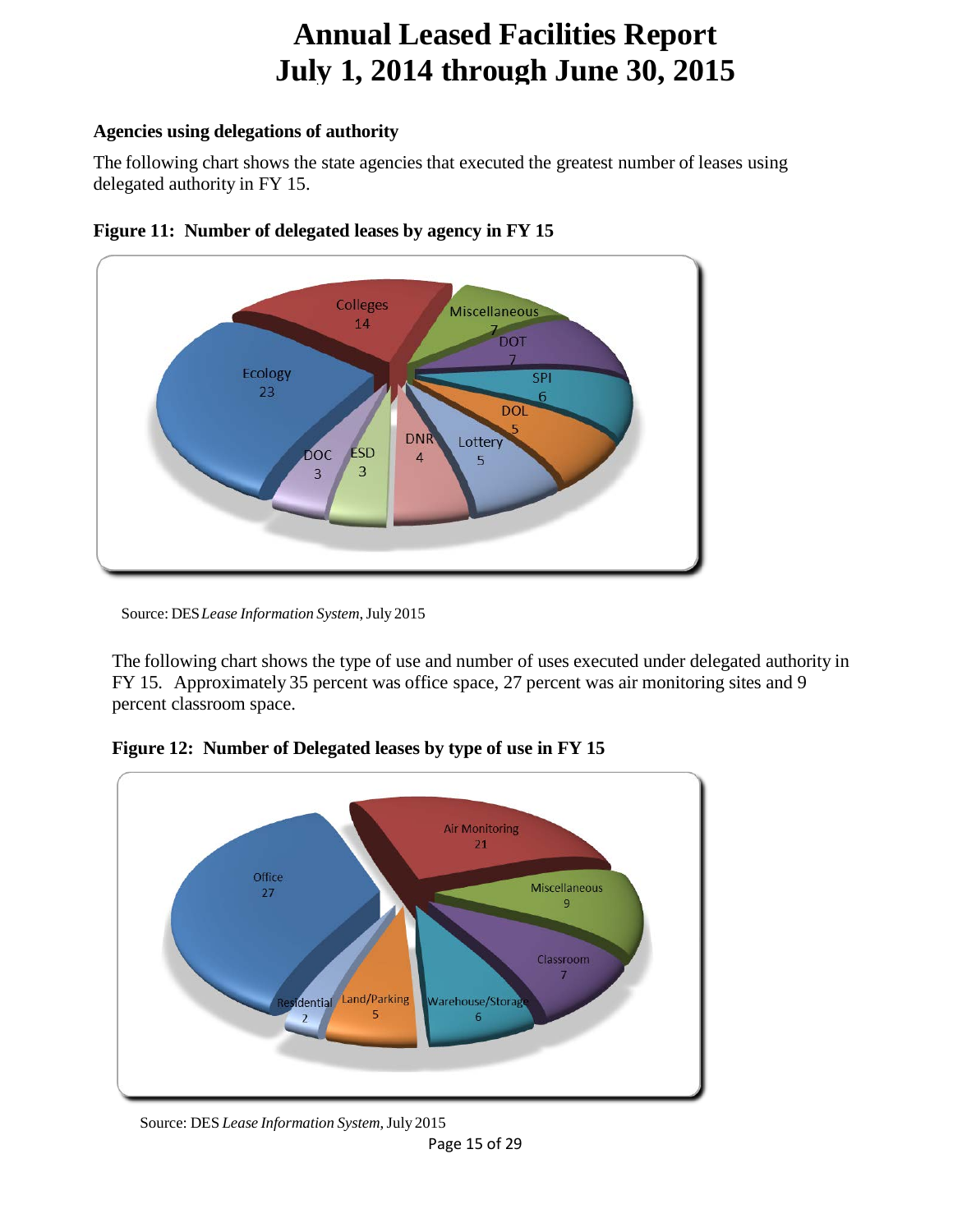# Annual Leased Facilities Report
# July 1, 2014 through June 30, 2015

### Agencies using delegations of authority

The following chart shows the state agencies that executed the greatest number of leases using delegated authority in FY 15.

**Figure 11: Number of delegated leases by agency in FY 15**

Source: DES *Lease Information System*, July 2015

The following chart shows the type of use and number of uses executed under delegated authority in FY 15. Approximately 35 percent was office space, 27 percent was air monitoring sites and 9 percent classroom space.

**Figure 12: Number of Delegated leases by type of use in FY 15**

Source: DES *Lease Information System*, July 2015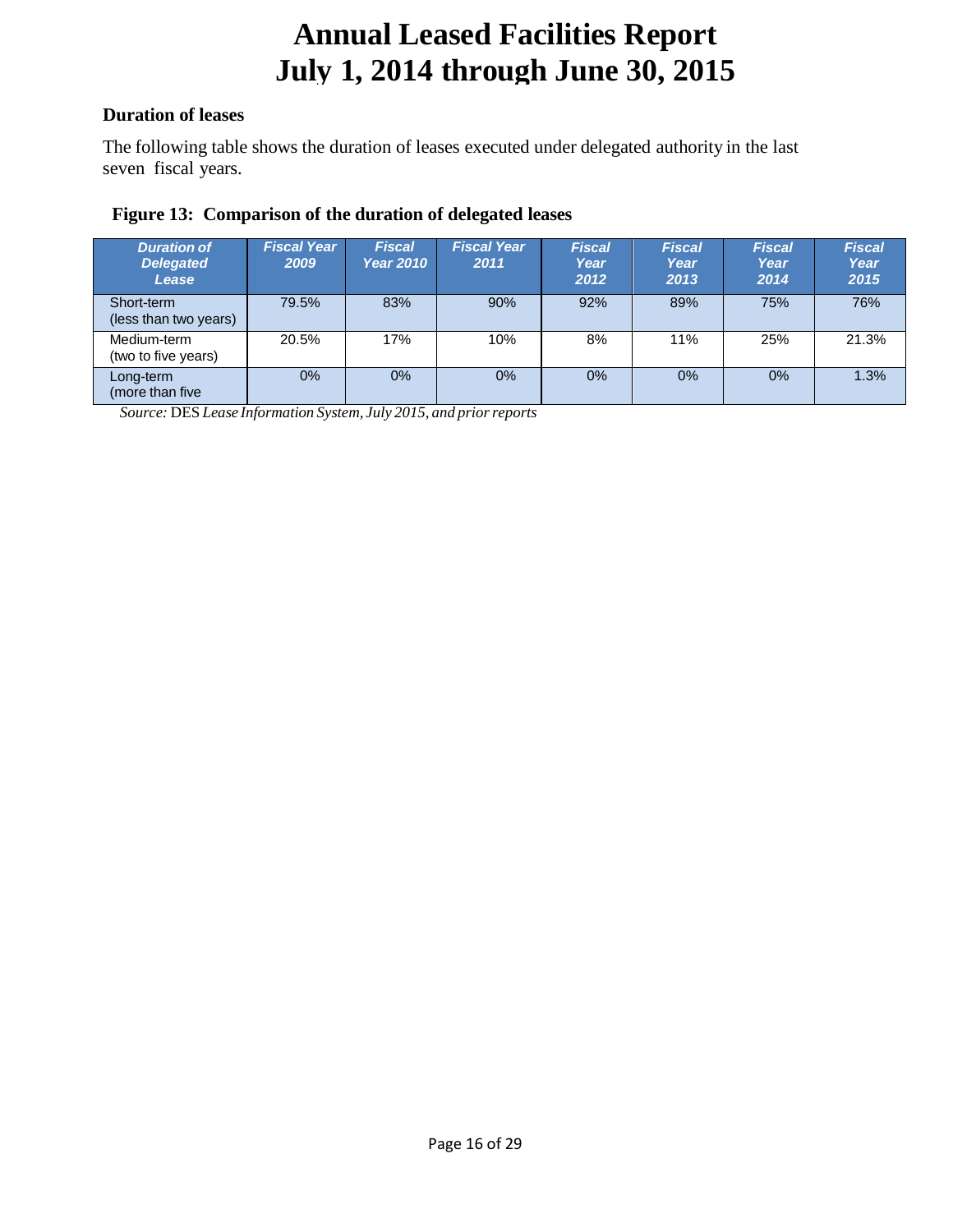# Annual Leased Facilities Report July 1, 2014 through June 30, 2015

**Duration of leases**

The following table shows the duration of leases executed under delegated authority in the last seven fiscal years.

**Figure 13: Comparison of the duration of delegated leases**

| Duration of Delegated Lease | Fiscal Year 2009 | Fiscal Year 2010 | Fiscal Year 2011 | Fiscal Year 2012 | Fiscal Year 2013 | Fiscal Year 2014 | Fiscal Year 2015 |
|---|---|---|---|---|---|---|---|
| Short-term (less than two years) | 79.5% | 83% | 90% | 92% | 89% | 75% | 76% |
| Medium-term (two to five years) | 20.5% | 17% | 10% | 8% | 11% | 25% | 21.3% |
| Long-term (more than five | 0% | 0% | 0% | 0% | 0% | 0% | 1.3% |

*Source:* DES *Lease Information System, July 2015, and prior reports*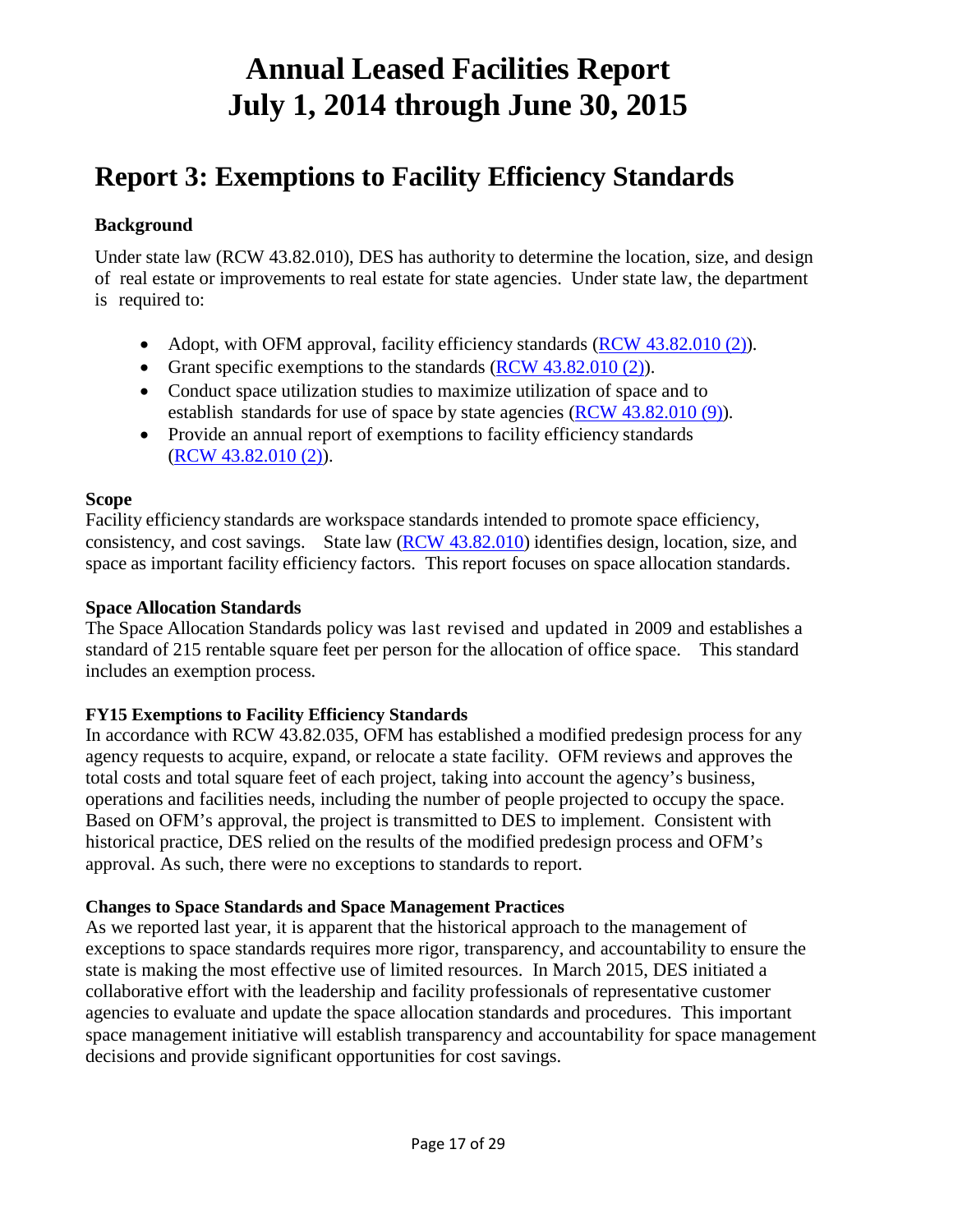# Annual Leased Facilities Report
# July 1, 2014 through June 30, 2015

## Report 3: Exemptions to Facility Efficiency Standards

### Background

Under state law (RCW 43.82.010), DES has authority to determine the location, size, and design of real estate or improvements to real estate for state agencies. Under state law, the department is required to:

- Adopt, with OFM approval, facility efficiency standards (RCW 43.82.010 (2)).
- Grant specific exemptions to the standards (RCW 43.82.010 (2)).
- Conduct space utilization studies to maximize utilization of space and to establish standards for use of space by state agencies (RCW 43.82.010 (9)).
- Provide an annual report of exemptions to facility efficiency standards (RCW 43.82.010 (2)).

### Scope

Facility efficiency standards are workspace standards intended to promote space efficiency, consistency, and cost savings. State law (RCW 43.82.010) identifies design, location, size, and space as important facility efficiency factors. This report focuses on space allocation standards.

### Space Allocation Standards

The Space Allocation Standards policy was last revised and updated in 2009 and establishes a standard of 215 rentable square feet per person for the allocation of office space. This standard includes an exemption process.

### FY15 Exemptions to Facility Efficiency Standards

In accordance with RCW 43.82.035, OFM has established a modified predesign process for any agency requests to acquire, expand, or relocate a state facility. OFM reviews and approves the total costs and total square feet of each project, taking into account the agency's business, operations and facilities needs, including the number of people projected to occupy the space. Based on OFM's approval, the project is transmitted to DES to implement. Consistent with historical practice, DES relied on the results of the modified predesign process and OFM's approval. As such, there were no exceptions to standards to report.

### Changes to Space Standards and Space Management Practices

As we reported last year, it is apparent that the historical approach to the management of exceptions to space standards requires more rigor, transparency, and accountability to ensure the state is making the most effective use of limited resources. In March 2015, DES initiated a collaborative effort with the leadership and facility professionals of representative customer agencies to evaluate and update the space allocation standards and procedures. This important space management initiative will establish transparency and accountability for space management decisions and provide significant opportunities for cost savings.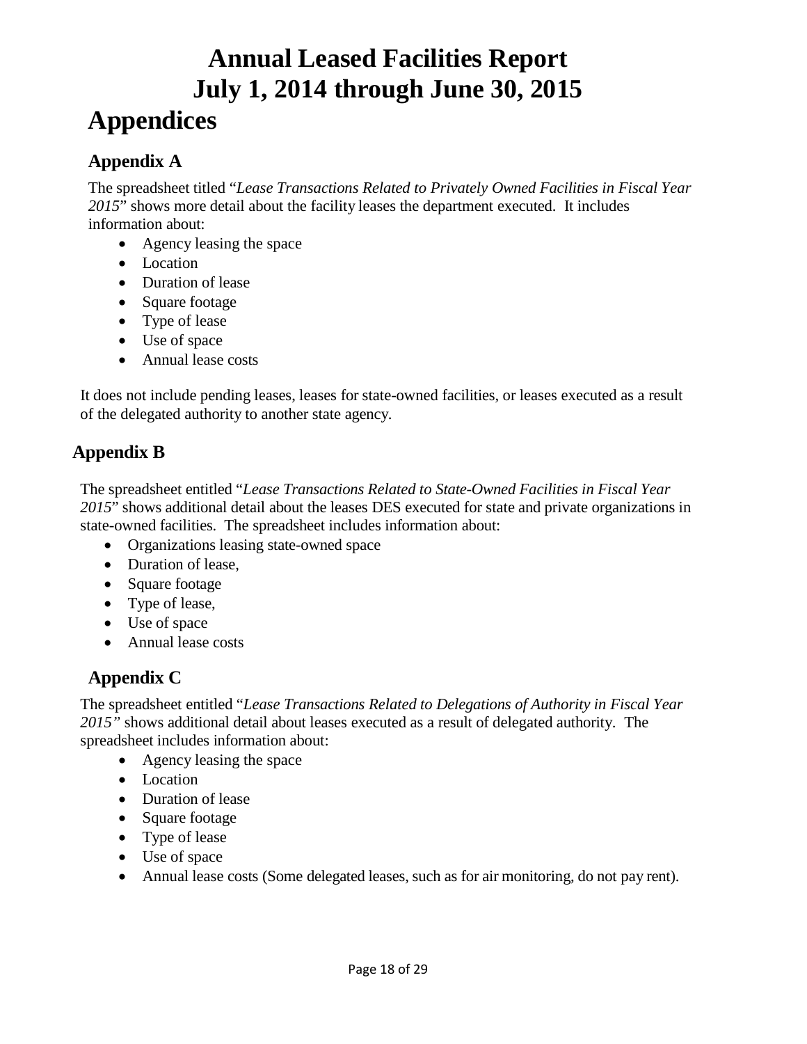# Annual Leased Facilities Report
# July 1, 2014 through June 30, 2015

# Appendices

## Appendix A

The spreadsheet titled "*Lease Transactions Related to Privately Owned Facilities in Fiscal Year 2015*" shows more detail about the facility leases the department executed. It includes information about:

- Agency leasing the space
- Location
- Duration of lease
- Square footage
- Type of lease
- Use of space
- Annual lease costs

It does not include pending leases, leases for state-owned facilities, or leases executed as a result of the delegated authority to another state agency.

## Appendix B

The spreadsheet entitled "*Lease Transactions Related to State-Owned Facilities in Fiscal Year 2015*" shows additional detail about the leases DES executed for state and private organizations in state-owned facilities. The spreadsheet includes information about:

- Organizations leasing state-owned space
- Duration of lease,
- Square footage
- Type of lease,
- Use of space
- Annual lease costs

## Appendix C

The spreadsheet entitled "*Lease Transactions Related to Delegations of Authority in Fiscal Year 2015"* shows additional detail about leases executed as a result of delegated authority. The spreadsheet includes information about:

- Agency leasing the space
- Location
- Duration of lease
- Square footage
- Type of lease
- Use of space
- Annual lease costs (Some delegated leases, such as for air monitoring, do not pay rent).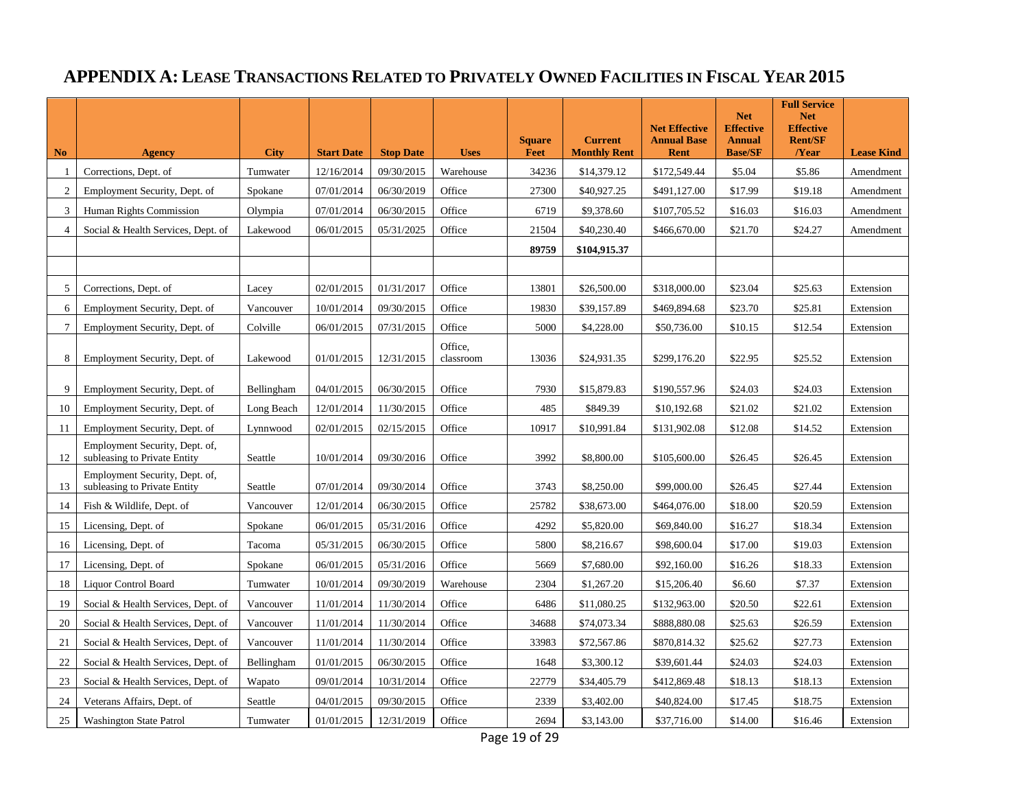# APPENDIX A: LEASE TRANSACTIONS RELATED TO PRIVATELY OWNED FACILITIES IN FISCAL YEAR 2015

| No | Agency | City | Start Date | Stop Date | Uses | Square Feet | Current Monthly Rent | Net Effective Annual Base Rent | Net Effective Annual Base/SF | Full Service Net Effective Rent/SF /Year | Lease Kind |
|---|---|---|---|---|---|---|---|---|---|---|---|
| 1 | Corrections, Dept. of | Tumwater | 12/16/2014 | 09/30/2015 | Warehouse | 34236 | $14,379.12 | $172,549.44 | $5.04 | $5.86 | Amendment |
| 2 | Employment Security, Dept. of | Spokane | 07/01/2014 | 06/30/2019 | Office | 27300 | $40,927.25 | $491,127.00 | $17.99 | $19.18 | Amendment |
| 3 | Human Rights Commission | Olympia | 07/01/2014 | 06/30/2015 | Office | 6719 | $9,378.60 | $107,705.52 | $16.03 | $16.03 | Amendment |
| 4 | Social & Health Services, Dept. of | Lakewood | 06/01/2015 | 05/31/2025 | Office | 21504 | $40,230.40 | $466,670.00 | $21.70 | $24.27 | Amendment |
| | | | | | | 89759 | $104,915.37 | | | | |
| | | | | | | | | | | | |
| 5 | Corrections, Dept. of | Lacey | 02/01/2015 | 01/31/2017 | Office | 13801 | $26,500.00 | $318,000.00 | $23.04 | $25.63 | Extension |
| 6 | Employment Security, Dept. of | Vancouver | 10/01/2014 | 09/30/2015 | Office | 19830 | $39,157.89 | $469,894.68 | $23.70 | $25.81 | Extension |
| 7 | Employment Security, Dept. of | Colville | 06/01/2015 | 07/31/2015 | Office | 5000 | $4,228.00 | $50,736.00 | $10.15 | $12.54 | Extension |
| 8 | Employment Security, Dept. of | Lakewood | 01/01/2015 | 12/31/2015 | Office, classroom | 13036 | $24,931.35 | $299,176.20 | $22.95 | $25.52 | Extension |
| 9 | Employment Security, Dept. of | Bellingham | 04/01/2015 | 06/30/2015 | Office | 7930 | $15,879.83 | $190,557.96 | $24.03 | $24.03 | Extension |
| 10 | Employment Security, Dept. of | Long Beach | 12/01/2014 | 11/30/2015 | Office | 485 | $849.39 | $10,192.68 | $21.02 | $21.02 | Extension |
| 11 | Employment Security, Dept. of | Lynnwood | 02/01/2015 | 02/15/2015 | Office | 10917 | $10,991.84 | $131,902.08 | $12.08 | $14.52 | Extension |
| 12 | Employment Security, Dept. of, subleasing to Private Entity | Seattle | 10/01/2014 | 09/30/2016 | Office | 3992 | $8,800.00 | $105,600.00 | $26.45 | $26.45 | Extension |
| 13 | Employment Security, Dept. of, subleasing to Private Entity | Seattle | 07/01/2014 | 09/30/2014 | Office | 3743 | $8,250.00 | $99,000.00 | $26.45 | $27.44 | Extension |
| 14 | Fish & Wildlife, Dept. of | Vancouver | 12/01/2014 | 06/30/2015 | Office | 25782 | $38,673.00 | $464,076.00 | $18.00 | $20.59 | Extension |
| 15 | Licensing, Dept. of | Spokane | 06/01/2015 | 05/31/2016 | Office | 4292 | $5,820.00 | $69,840.00 | $16.27 | $18.34 | Extension |
| 16 | Licensing, Dept. of | Tacoma | 05/31/2015 | 06/30/2015 | Office | 5800 | $8,216.67 | $98,600.04 | $17.00 | $19.03 | Extension |
| 17 | Licensing, Dept. of | Spokane | 06/01/2015 | 05/31/2016 | Office | 5669 | $7,680.00 | $92,160.00 | $16.26 | $18.33 | Extension |
| 18 | Liquor Control Board | Tumwater | 10/01/2014 | 09/30/2019 | Warehouse | 2304 | $1,267.20 | $15,206.40 | $6.60 | $7.37 | Extension |
| 19 | Social & Health Services, Dept. of | Vancouver | 11/01/2014 | 11/30/2014 | Office | 6486 | $11,080.25 | $132,963.00 | $20.50 | $22.61 | Extension |
| 20 | Social & Health Services, Dept. of | Vancouver | 11/01/2014 | 11/30/2014 | Office | 34688 | $74,073.34 | $888,880.08 | $25.63 | $26.59 | Extension |
| 21 | Social & Health Services, Dept. of | Vancouver | 11/01/2014 | 11/30/2014 | Office | 33983 | $72,567.86 | $870,814.32 | $25.62 | $27.73 | Extension |
| 22 | Social & Health Services, Dept. of | Bellingham | 01/01/2015 | 06/30/2015 | Office | 1648 | $3,300.12 | $39,601.44 | $24.03 | $24.03 | Extension |
| 23 | Social & Health Services, Dept. of | Wapato | 09/01/2014 | 10/31/2014 | Office | 22779 | $34,405.79 | $412,869.48 | $18.13 | $18.13 | Extension |
| 24 | Veterans Affairs, Dept. of | Seattle | 04/01/2015 | 09/30/2015 | Office | 2339 | $3,402.00 | $40,824.00 | $17.45 | $18.75 | Extension |
| 25 | Washington State Patrol | Tumwater | 01/01/2015 | 12/31/2019 | Office | 2694 | $3,143.00 | $37,716.00 | $14.00 | $16.46 | Extension |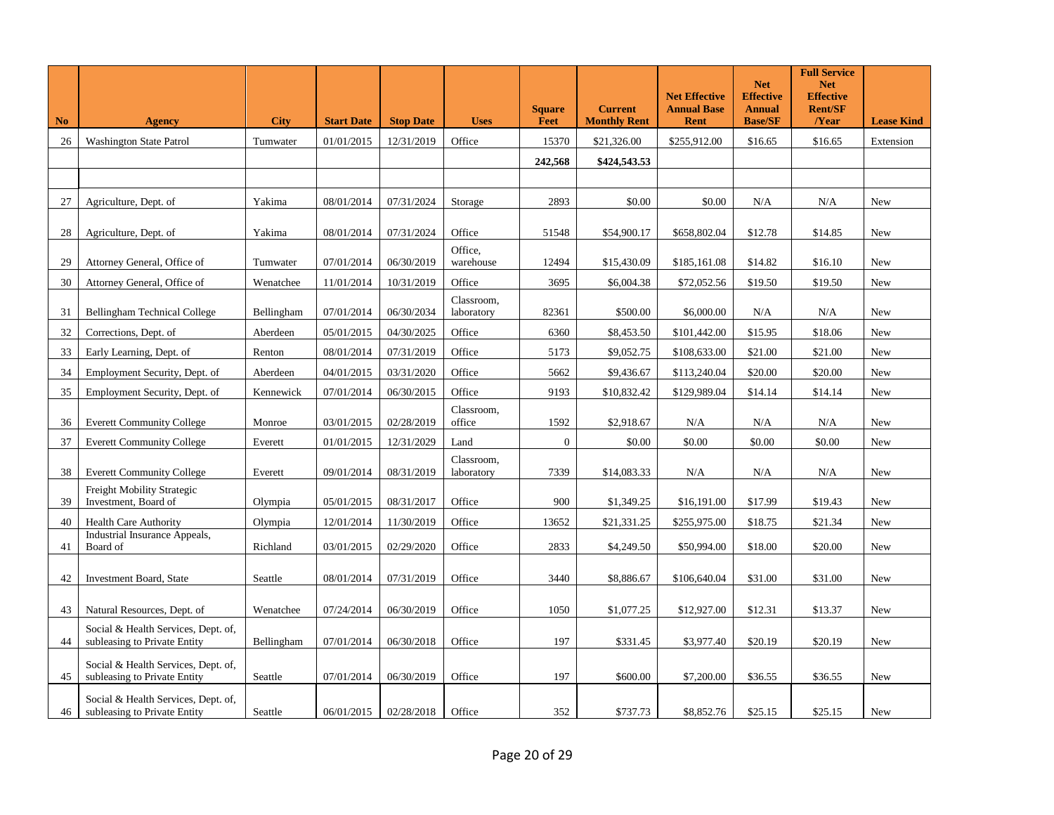| No | Agency | City | Start Date | Stop Date | Uses | Square Feet | Current Monthly Rent | Net Effective Annual Base Rent | Net Effective Annual Base/SF | Full Service Net Effective Rent/SF /Year | Lease Kind |
|---|---|---|---|---|---|---|---|---|---|---|---|
| 26 | Washington State Patrol | Tumwater | 01/01/2015 | 12/31/2019 | Office | 15370 | $21,326.00 | $255,912.00 | $16.65 | $16.65 | Extension |
| | | | | | | **242,568** | **$424,543.53** | | | | |
| | | | | | | | | | | | |
| 27 | Agriculture, Dept. of | Yakima | 08/01/2014 | 07/31/2024 | Storage | 2893 | $0.00 | $0.00 | N/A | N/A | New |
| 28 | Agriculture, Dept. of | Yakima | 08/01/2014 | 07/31/2024 | Office | 51548 | $54,900.17 | $658,802.04 | $12.78 | $14.85 | New |
| 29 | Attorney General, Office of | Tumwater | 07/01/2014 | 06/30/2019 | Office, warehouse | 12494 | $15,430.09 | $185,161.08 | $14.82 | $16.10 | New |
| 30 | Attorney General, Office of | Wenatchee | 11/01/2014 | 10/31/2019 | Office | 3695 | $6,004.38 | $72,052.56 | $19.50 | $19.50 | New |
| 31 | Bellingham Technical College | Bellingham | 07/01/2014 | 06/30/2034 | Classroom, laboratory | 82361 | $500.00 | $6,000.00 | N/A | N/A | New |
| 32 | Corrections, Dept. of | Aberdeen | 05/01/2015 | 04/30/2025 | Office | 6360 | $8,453.50 | $101,442.00 | $15.95 | $18.06 | New |
| 33 | Early Learning, Dept. of | Renton | 08/01/2014 | 07/31/2019 | Office | 5173 | $9,052.75 | $108,633.00 | $21.00 | $21.00 | New |
| 34 | Employment Security, Dept. of | Aberdeen | 04/01/2015 | 03/31/2020 | Office | 5662 | $9,436.67 | $113,240.04 | $20.00 | $20.00 | New |
| 35 | Employment Security, Dept. of | Kennewick | 07/01/2014 | 06/30/2015 | Office | 9193 | $10,832.42 | $129,989.04 | $14.14 | $14.14 | New |
| 36 | Everett Community College | Monroe | 03/01/2015 | 02/28/2019 | Classroom, office | 1592 | $2,918.67 | N/A | N/A | N/A | New |
| 37 | Everett Community College | Everett | 01/01/2015 | 12/31/2029 | Land | 0 | $0.00 | $0.00 | $0.00 | $0.00 | New |
| 38 | Everett Community College | Everett | 09/01/2014 | 08/31/2019 | Classroom, laboratory | 7339 | $14,083.33 | N/A | N/A | N/A | New |
| 39 | Freight Mobility Strategic Investment, Board of | Olympia | 05/01/2015 | 08/31/2017 | Office | 900 | $1,349.25 | $16,191.00 | $17.99 | $19.43 | New |
| 40 | Health Care Authority | Olympia | 12/01/2014 | 11/30/2019 | Office | 13652 | $21,331.25 | $255,975.00 | $18.75 | $21.34 | New |
| 41 | Industrial Insurance Appeals, Board of | Richland | 03/01/2015 | 02/29/2020 | Office | 2833 | $4,249.50 | $50,994.00 | $18.00 | $20.00 | New |
| 42 | Investment Board, State | Seattle | 08/01/2014 | 07/31/2019 | Office | 3440 | $8,886.67 | $106,640.04 | $31.00 | $31.00 | New |
| 43 | Natural Resources, Dept. of | Wenatchee | 07/24/2014 | 06/30/2019 | Office | 1050 | $1,077.25 | $12,927.00 | $12.31 | $13.37 | New |
| 44 | Social & Health Services, Dept. of, subleasing to Private Entity | Bellingham | 07/01/2014 | 06/30/2018 | Office | 197 | $331.45 | $3,977.40 | $20.19 | $20.19 | New |
| 45 | Social & Health Services, Dept. of, subleasing to Private Entity | Seattle | 07/01/2014 | 06/30/2019 | Office | 197 | $600.00 | $7,200.00 | $36.55 | $36.55 | New |
| 46 | Social & Health Services, Dept. of, subleasing to Private Entity | Seattle | 06/01/2015 | 02/28/2018 | Office | 352 | $737.73 | $8,852.76 | $25.15 | $25.15 | New |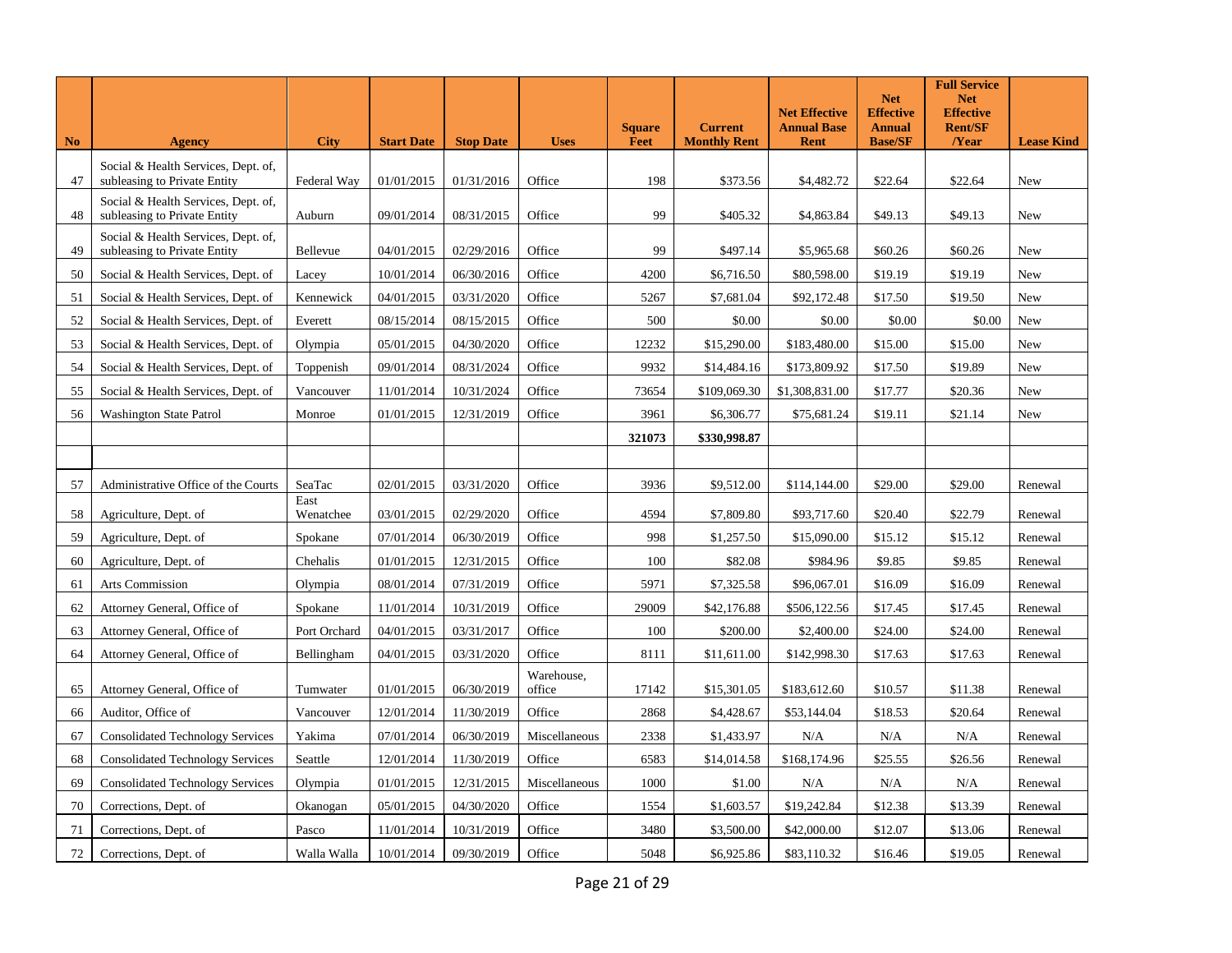| No | Agency | City | Start Date | Stop Date | Uses | Square Feet | Current Monthly Rent | Net Effective Annual Base Rent | Net Effective Annual Base/SF | Full Service Net Effective Rent/SF /Year | Lease Kind |
|---|---|---|---|---|---|---|---|---|---|---|---|
| 47 | Social & Health Services, Dept. of, subleasing to Private Entity | Federal Way | 01/01/2015 | 01/31/2016 | Office | 198 | $373.56 | $4,482.72 | $22.64 | $22.64 | New |
| 48 | Social & Health Services, Dept. of, subleasing to Private Entity | Auburn | 09/01/2014 | 08/31/2015 | Office | 99 | $405.32 | $4,863.84 | $49.13 | $49.13 | New |
| 49 | Social & Health Services, Dept. of, subleasing to Private Entity | Bellevue | 04/01/2015 | 02/29/2016 | Office | 99 | $497.14 | $5,965.68 | $60.26 | $60.26 | New |
| 50 | Social & Health Services, Dept. of | Lacey | 10/01/2014 | 06/30/2016 | Office | 4200 | $6,716.50 | $80,598.00 | $19.19 | $19.19 | New |
| 51 | Social & Health Services, Dept. of | Kennewick | 04/01/2015 | 03/31/2020 | Office | 5267 | $7,681.04 | $92,172.48 | $17.50 | $19.50 | New |
| 52 | Social & Health Services, Dept. of | Everett | 08/15/2014 | 08/15/2015 | Office | 500 | $0.00 | $0.00 | $0.00 | $0.00 | New |
| 53 | Social & Health Services, Dept. of | Olympia | 05/01/2015 | 04/30/2020 | Office | 12232 | $15,290.00 | $183,480.00 | $15.00 | $15.00 | New |
| 54 | Social & Health Services, Dept. of | Toppenish | 09/01/2014 | 08/31/2024 | Office | 9932 | $14,484.16 | $173,809.92 | $17.50 | $19.89 | New |
| 55 | Social & Health Services, Dept. of | Vancouver | 11/01/2014 | 10/31/2024 | Office | 73654 | $109,069.30 | $1,308,831.00 | $17.77 | $20.36 | New |
| 56 | Washington State Patrol | Monroe | 01/01/2015 | 12/31/2019 | Office | 3961 | $6,306.77 | $75,681.24 | $19.11 | $21.14 | New |
| | | | | | | 321073 | $330,998.87 | | | | |
| | | | | | | | | | | | |
| 57 | Administrative Office of the Courts | SeaTac | 02/01/2015 | 03/31/2020 | Office | 3936 | $9,512.00 | $114,144.00 | $29.00 | $29.00 | Renewal |
| 58 | Agriculture, Dept. of | East Wenatchee | 03/01/2015 | 02/29/2020 | Office | 4594 | $7,809.80 | $93,717.60 | $20.40 | $22.79 | Renewal |
| 59 | Agriculture, Dept. of | Spokane | 07/01/2014 | 06/30/2019 | Office | 998 | $1,257.50 | $15,090.00 | $15.12 | $15.12 | Renewal |
| 60 | Agriculture, Dept. of | Chehalis | 01/01/2015 | 12/31/2015 | Office | 100 | $82.08 | $984.96 | $9.85 | $9.85 | Renewal |
| 61 | Arts Commission | Olympia | 08/01/2014 | 07/31/2019 | Office | 5971 | $7,325.58 | $96,067.01 | $16.09 | $16.09 | Renewal |
| 62 | Attorney General, Office of | Spokane | 11/01/2014 | 10/31/2019 | Office | 29009 | $42,176.88 | $506,122.56 | $17.45 | $17.45 | Renewal |
| 63 | Attorney General, Office of | Port Orchard | 04/01/2015 | 03/31/2017 | Office | 100 | $200.00 | $2,400.00 | $24.00 | $24.00 | Renewal |
| 64 | Attorney General, Office of | Bellingham | 04/01/2015 | 03/31/2020 | Office | 8111 | $11,611.00 | $142,998.30 | $17.63 | $17.63 | Renewal |
| 65 | Attorney General, Office of | Tumwater | 01/01/2015 | 06/30/2019 | Warehouse, office | 17142 | $15,301.05 | $183,612.60 | $10.57 | $11.38 | Renewal |
| 66 | Auditor, Office of | Vancouver | 12/01/2014 | 11/30/2019 | Office | 2868 | $4,428.67 | $53,144.04 | $18.53 | $20.64 | Renewal |
| 67 | Consolidated Technology Services | Yakima | 07/01/2014 | 06/30/2019 | Miscellaneous | 2338 | $1,433.97 | N/A | N/A | N/A | Renewal |
| 68 | Consolidated Technology Services | Seattle | 12/01/2014 | 11/30/2019 | Office | 6583 | $14,014.58 | $168,174.96 | $25.55 | $26.56 | Renewal |
| 69 | Consolidated Technology Services | Olympia | 01/01/2015 | 12/31/2015 | Miscellaneous | 1000 | $1.00 | N/A | N/A | N/A | Renewal |
| 70 | Corrections, Dept. of | Okanogan | 05/01/2015 | 04/30/2020 | Office | 1554 | $1,603.57 | $19,242.84 | $12.38 | $13.39 | Renewal |
| 71 | Corrections, Dept. of | Pasco | 11/01/2014 | 10/31/2019 | Office | 3480 | $3,500.00 | $42,000.00 | $12.07 | $13.06 | Renewal |
| 72 | Corrections, Dept. of | Walla Walla | 10/01/2014 | 09/30/2019 | Office | 5048 | $6,925.86 | $83,110.32 | $16.46 | $19.05 | Renewal |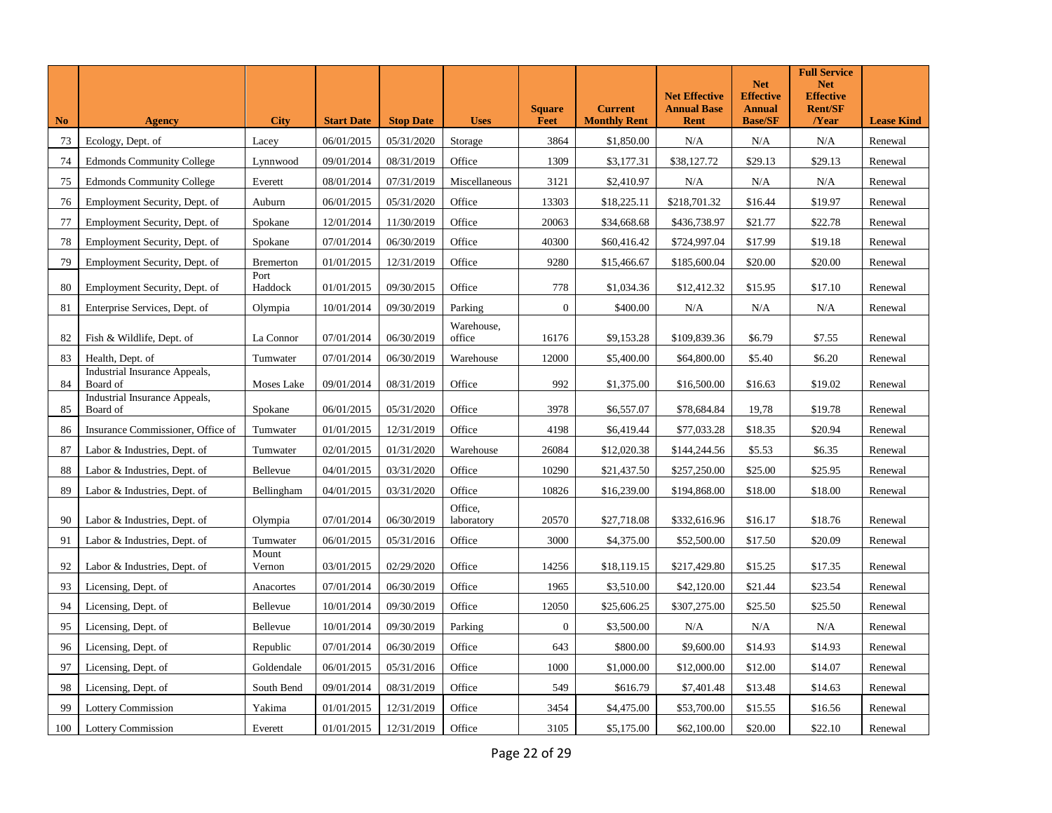| No | Agency | City | Start Date | Stop Date | Uses | Square Feet | Current Monthly Rent | Net Effective Annual Base Rent | Net Effective Annual Base/SF | Full Service Net Effective Rent/SF /Year | Lease Kind |
|---|---|---|---|---|---|---|---|---|---|---|---|
| 73 | Ecology, Dept. of | Lacey | 06/01/2015 | 05/31/2020 | Storage | 3864 | $1,850.00 | N/A | N/A | N/A | Renewal |
| 74 | Edmonds Community College | Lynnwood | 09/01/2014 | 08/31/2019 | Office | 1309 | $3,177.31 | $38,127.72 | $29.13 | $29.13 | Renewal |
| 75 | Edmonds Community College | Everett | 08/01/2014 | 07/31/2019 | Miscellaneous | 3121 | $2,410.97 | N/A | N/A | N/A | Renewal |
| 76 | Employment Security, Dept. of | Auburn | 06/01/2015 | 05/31/2020 | Office | 13303 | $18,225.11 | $218,701.32 | $16.44 | $19.97 | Renewal |
| 77 | Employment Security, Dept. of | Spokane | 12/01/2014 | 11/30/2019 | Office | 20063 | $34,668.68 | $436,738.97 | $21.77 | $22.78 | Renewal |
| 78 | Employment Security, Dept. of | Spokane | 07/01/2014 | 06/30/2019 | Office | 40300 | $60,416.42 | $724,997.04 | $17.99 | $19.18 | Renewal |
| 79 | Employment Security, Dept. of | Bremerton | 01/01/2015 | 12/31/2019 | Office | 9280 | $15,466.67 | $185,600.04 | $20.00 | $20.00 | Renewal |
| 80 | Employment Security, Dept. of | Port Haddock | 01/01/2015 | 09/30/2015 | Office | 778 | $1,034.36 | $12,412.32 | $15.95 | $17.10 | Renewal |
| 81 | Enterprise Services, Dept. of | Olympia | 10/01/2014 | 09/30/2019 | Parking | 0 | $400.00 | N/A | N/A | N/A | Renewal |
| 82 | Fish & Wildlife, Dept. of | La Connor | 07/01/2014 | 06/30/2019 | Warehouse, office | 16176 | $9,153.28 | $109,839.36 | $6.79 | $7.55 | Renewal |
| 83 | Health, Dept. of | Tumwater | 07/01/2014 | 06/30/2019 | Warehouse | 12000 | $5,400.00 | $64,800.00 | $5.40 | $6.20 | Renewal |
| 84 | Industrial Insurance Appeals, Board of | Moses Lake | 09/01/2014 | 08/31/2019 | Office | 992 | $1,375.00 | $16,500.00 | $16.63 | $19.02 | Renewal |
| 85 | Industrial Insurance Appeals, Board of | Spokane | 06/01/2015 | 05/31/2020 | Office | 3978 | $6,557.07 | $78,684.84 | 19,78 | $19.78 | Renewal |
| 86 | Insurance Commissioner, Office of | Tumwater | 01/01/2015 | 12/31/2019 | Office | 4198 | $6,419.44 | $77,033.28 | $18.35 | $20.94 | Renewal |
| 87 | Labor & Industries, Dept. of | Tumwater | 02/01/2015 | 01/31/2020 | Warehouse | 26084 | $12,020.38 | $144,244.56 | $5.53 | $6.35 | Renewal |
| 88 | Labor & Industries, Dept. of | Bellevue | 04/01/2015 | 03/31/2020 | Office | 10290 | $21,437.50 | $257,250.00 | $25.00 | $25.95 | Renewal |
| 89 | Labor & Industries, Dept. of | Bellingham | 04/01/2015 | 03/31/2020 | Office | 10826 | $16,239.00 | $194,868.00 | $18.00 | $18.00 | Renewal |
| 90 | Labor & Industries, Dept. of | Olympia | 07/01/2014 | 06/30/2019 | Office, laboratory | 20570 | $27,718.08 | $332,616.96 | $16.17 | $18.76 | Renewal |
| 91 | Labor & Industries, Dept. of | Tumwater | 06/01/2015 | 05/31/2016 | Office | 3000 | $4,375.00 | $52,500.00 | $17.50 | $20.09 | Renewal |
| 92 | Labor & Industries, Dept. of | Mount Vernon | 03/01/2015 | 02/29/2020 | Office | 14256 | $18,119.15 | $217,429.80 | $15.25 | $17.35 | Renewal |
| 93 | Licensing, Dept. of | Anacortes | 07/01/2014 | 06/30/2019 | Office | 1965 | $3,510.00 | $42,120.00 | $21.44 | $23.54 | Renewal |
| 94 | Licensing, Dept. of | Bellevue | 10/01/2014 | 09/30/2019 | Office | 12050 | $25,606.25 | $307,275.00 | $25.50 | $25.50 | Renewal |
| 95 | Licensing, Dept. of | Bellevue | 10/01/2014 | 09/30/2019 | Parking | 0 | $3,500.00 | N/A | N/A | N/A | Renewal |
| 96 | Licensing, Dept. of | Republic | 07/01/2014 | 06/30/2019 | Office | 643 | $800.00 | $9,600.00 | $14.93 | $14.93 | Renewal |
| 97 | Licensing, Dept. of | Goldendale | 06/01/2015 | 05/31/2016 | Office | 1000 | $1,000.00 | $12,000.00 | $12.00 | $14.07 | Renewal |
| 98 | Licensing, Dept. of | South Bend | 09/01/2014 | 08/31/2019 | Office | 549 | $616.79 | $7,401.48 | $13.48 | $14.63 | Renewal |
| 99 | Lottery Commission | Yakima | 01/01/2015 | 12/31/2019 | Office | 3454 | $4,475.00 | $53,700.00 | $15.55 | $16.56 | Renewal |
| 100 | Lottery Commission | Everett | 01/01/2015 | 12/31/2019 | Office | 3105 | $5,175.00 | $62,100.00 | $20.00 | $22.10 | Renewal |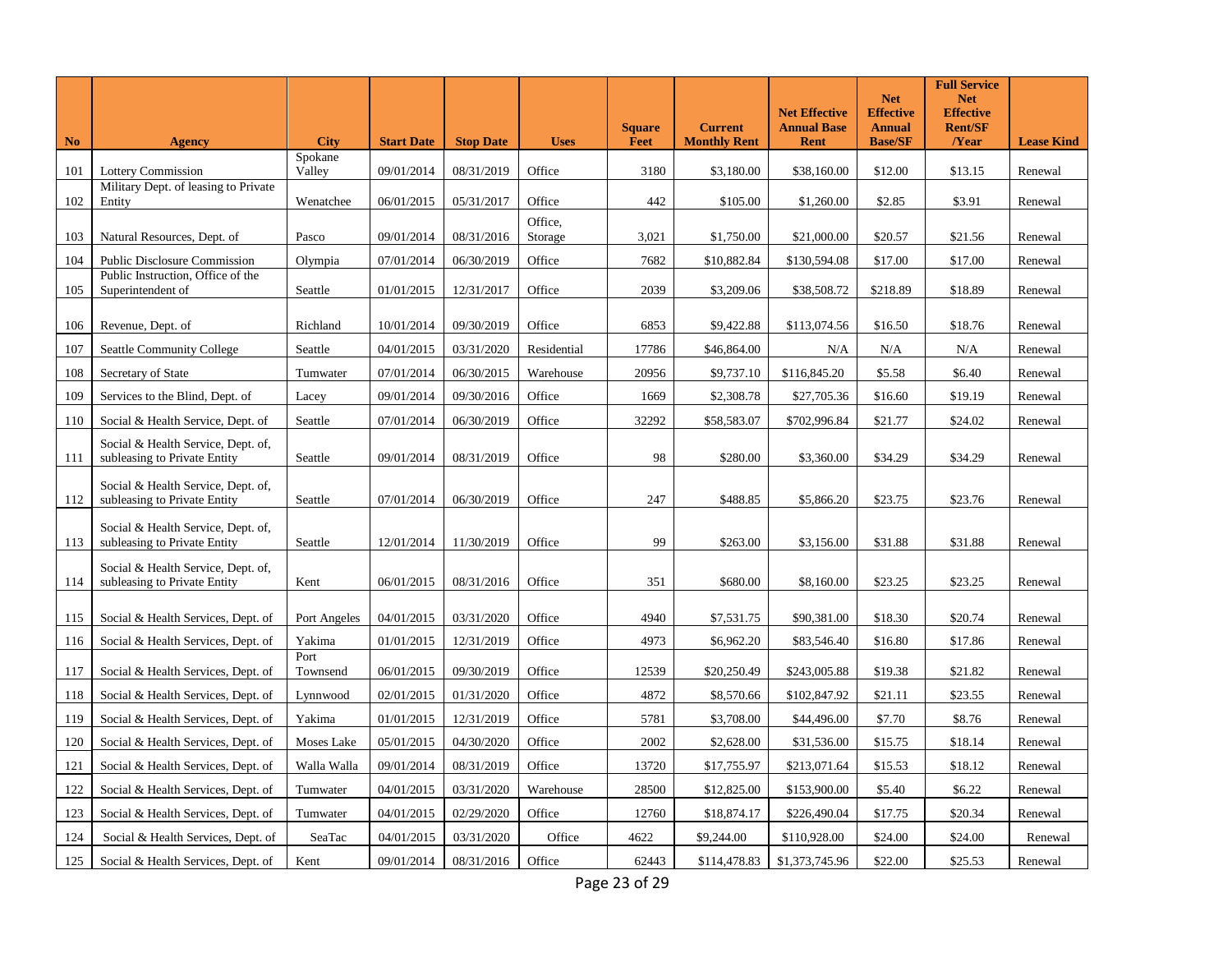| No | Agency | City | Start Date | Stop Date | Uses | Square Feet | Current Monthly Rent | Net Effective Annual Base Rent | Net Effective Annual Base/SF | Full Service Net Effective Rent/SF /Year | Lease Kind |
|---|---|---|---|---|---|---|---|---|---|---|---|
| 101 | Lottery Commission | Spokane Valley | 09/01/2014 | 08/31/2019 | Office | 3180 | $3,180.00 | $38,160.00 | $12.00 | $13.15 | Renewal |
| 102 | Military Dept. of leasing to Private Entity | Wenatchee | 06/01/2015 | 05/31/2017 | Office | 442 | $105.00 | $1,260.00 | $2.85 | $3.91 | Renewal |
| 103 | Natural Resources, Dept. of | Pasco | 09/01/2014 | 08/31/2016 | Office, Storage | 3,021 | $1,750.00 | $21,000.00 | $20.57 | $21.56 | Renewal |
| 104 | Public Disclosure Commission | Olympia | 07/01/2014 | 06/30/2019 | Office | 7682 | $10,882.84 | $130,594.08 | $17.00 | $17.00 | Renewal |
| 105 | Public Instruction, Office of the Superintendent of | Seattle | 01/01/2015 | 12/31/2017 | Office | 2039 | $3,209.06 | $38,508.72 | $218.89 | $18.89 | Renewal |
| 106 | Revenue, Dept. of | Richland | 10/01/2014 | 09/30/2019 | Office | 6853 | $9,422.88 | $113,074.56 | $16.50 | $18.76 | Renewal |
| 107 | Seattle Community College | Seattle | 04/01/2015 | 03/31/2020 | Residential | 17786 | $46,864.00 | N/A | N/A | N/A | Renewal |
| 108 | Secretary of State | Tumwater | 07/01/2014 | 06/30/2015 | Warehouse | 20956 | $9,737.10 | $116,845.20 | $5.58 | $6.40 | Renewal |
| 109 | Services to the Blind, Dept. of | Lacey | 09/01/2014 | 09/30/2016 | Office | 1669 | $2,308.78 | $27,705.36 | $16.60 | $19.19 | Renewal |
| 110 | Social & Health Service, Dept. of | Seattle | 07/01/2014 | 06/30/2019 | Office | 32292 | $58,583.07 | $702,996.84 | $21.77 | $24.02 | Renewal |
| 111 | Social & Health Service, Dept. of, subleasing to Private Entity | Seattle | 09/01/2014 | 08/31/2019 | Office | 98 | $280.00 | $3,360.00 | $34.29 | $34.29 | Renewal |
| 112 | Social & Health Service, Dept. of, subleasing to Private Entity | Seattle | 07/01/2014 | 06/30/2019 | Office | 247 | $488.85 | $5,866.20 | $23.75 | $23.76 | Renewal |
| 113 | Social & Health Service, Dept. of, subleasing to Private Entity | Seattle | 12/01/2014 | 11/30/2019 | Office | 99 | $263.00 | $3,156.00 | $31.88 | $31.88 | Renewal |
| 114 | Social & Health Service, Dept. of, subleasing to Private Entity | Kent | 06/01/2015 | 08/31/2016 | Office | 351 | $680.00 | $8,160.00 | $23.25 | $23.25 | Renewal |
| 115 | Social & Health Services, Dept. of | Port Angeles | 04/01/2015 | 03/31/2020 | Office | 4940 | $7,531.75 | $90,381.00 | $18.30 | $20.74 | Renewal |
| 116 | Social & Health Services, Dept. of | Yakima | 01/01/2015 | 12/31/2019 | Office | 4973 | $6,962.20 | $83,546.40 | $16.80 | $17.86 | Renewal |
| 117 | Social & Health Services, Dept. of | Port Townsend | 06/01/2015 | 09/30/2019 | Office | 12539 | $20,250.49 | $243,005.88 | $19.38 | $21.82 | Renewal |
| 118 | Social & Health Services, Dept. of | Lynnwood | 02/01/2015 | 01/31/2020 | Office | 4872 | $8,570.66 | $102,847.92 | $21.11 | $23.55 | Renewal |
| 119 | Social & Health Services, Dept. of | Yakima | 01/01/2015 | 12/31/2019 | Office | 5781 | $3,708.00 | $44,496.00 | $7.70 | $8.76 | Renewal |
| 120 | Social & Health Services, Dept. of | Moses Lake | 05/01/2015 | 04/30/2020 | Office | 2002 | $2,628.00 | $31,536.00 | $15.75 | $18.14 | Renewal |
| 121 | Social & Health Services, Dept. of | Walla Walla | 09/01/2014 | 08/31/2019 | Office | 13720 | $17,755.97 | $213,071.64 | $15.53 | $18.12 | Renewal |
| 122 | Social & Health Services, Dept. of | Tumwater | 04/01/2015 | 03/31/2020 | Warehouse | 28500 | $12,825.00 | $153,900.00 | $5.40 | $6.22 | Renewal |
| 123 | Social & Health Services, Dept. of | Tumwater | 04/01/2015 | 02/29/2020 | Office | 12760 | $18,874.17 | $226,490.04 | $17.75 | $20.34 | Renewal |
| 124 | Social & Health Services, Dept. of | SeaTac | 04/01/2015 | 03/31/2020 | Office | 4622 | $9,244.00 | $110,928.00 | $24.00 | $24.00 | Renewal |
| 125 | Social & Health Services, Dept. of | Kent | 09/01/2014 | 08/31/2016 | Office | 62443 | $114,478.83 | $1,373,745.96 | $22.00 | $25.53 | Renewal |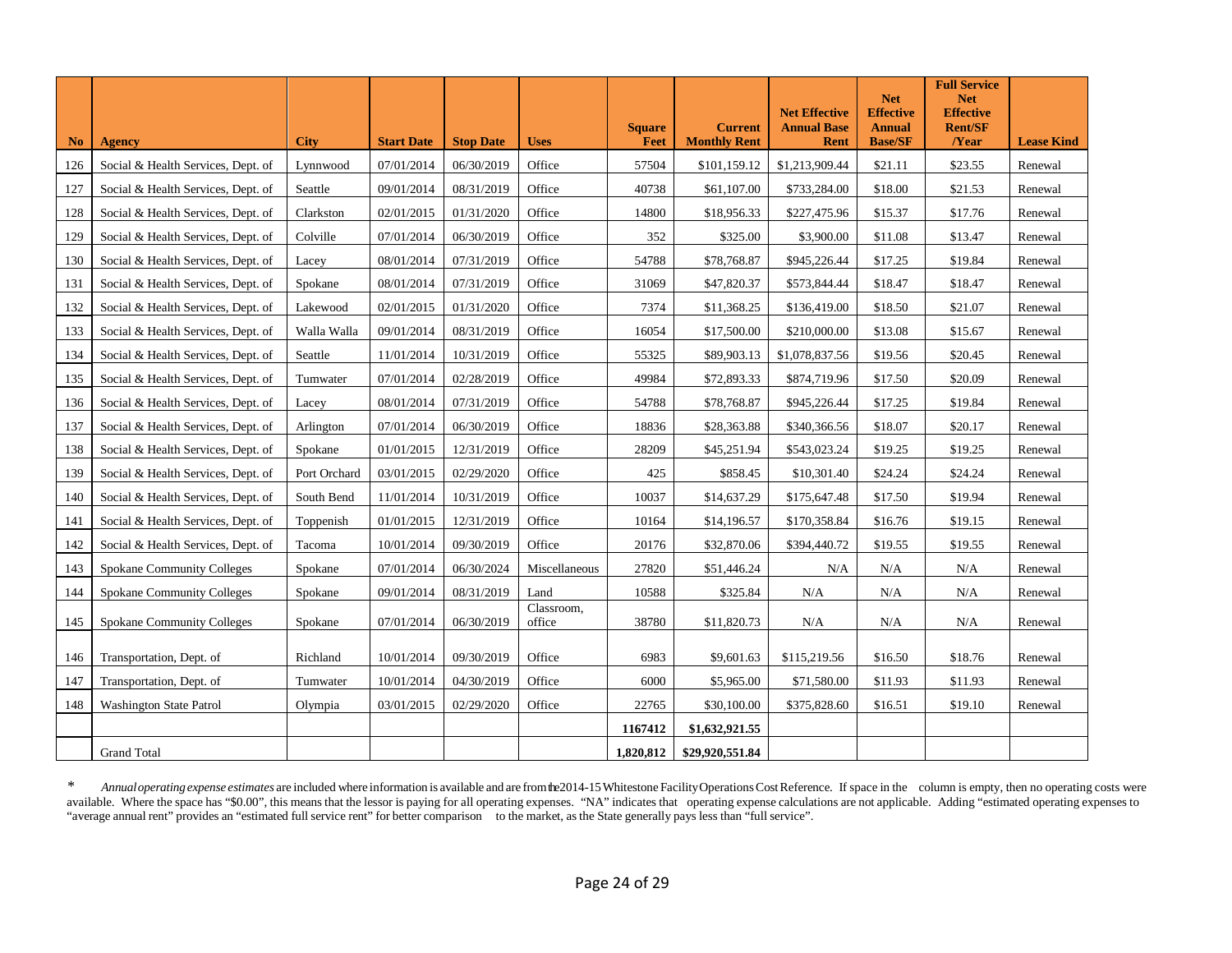| No | Agency | City | Start Date | Stop Date | Uses | Square Feet | Current Monthly Rent | Net Effective Annual Base Rent | Net Effective Annual Base/SF | Full Service Net Effective Rent/SF /Year | Lease Kind |
|---|---|---|---|---|---|---|---|---|---|---|---|
| 126 | Social & Health Services, Dept. of | Lynnwood | 07/01/2014 | 06/30/2019 | Office | 57504 | $101,159.12 | $1,213,909.44 | $21.11 | $23.55 | Renewal |
| 127 | Social & Health Services, Dept. of | Seattle | 09/01/2014 | 08/31/2019 | Office | 40738 | $61,107.00 | $733,284.00 | $18.00 | $21.53 | Renewal |
| 128 | Social & Health Services, Dept. of | Clarkston | 02/01/2015 | 01/31/2020 | Office | 14800 | $18,956.33 | $227,475.96 | $15.37 | $17.76 | Renewal |
| 129 | Social & Health Services, Dept. of | Colville | 07/01/2014 | 06/30/2019 | Office | 352 | $325.00 | $3,900.00 | $11.08 | $13.47 | Renewal |
| 130 | Social & Health Services, Dept. of | Lacey | 08/01/2014 | 07/31/2019 | Office | 54788 | $78,768.87 | $945,226.44 | $17.25 | $19.84 | Renewal |
| 131 | Social & Health Services, Dept. of | Spokane | 08/01/2014 | 07/31/2019 | Office | 31069 | $47,820.37 | $573,844.44 | $18.47 | $18.47 | Renewal |
| 132 | Social & Health Services, Dept. of | Lakewood | 02/01/2015 | 01/31/2020 | Office | 7374 | $11,368.25 | $136,419.00 | $18.50 | $21.07 | Renewal |
| 133 | Social & Health Services, Dept. of | Walla Walla | 09/01/2014 | 08/31/2019 | Office | 16054 | $17,500.00 | $210,000.00 | $13.08 | $15.67 | Renewal |
| 134 | Social & Health Services, Dept. of | Seattle | 11/01/2014 | 10/31/2019 | Office | 55325 | $89,903.13 | $1,078,837.56 | $19.56 | $20.45 | Renewal |
| 135 | Social & Health Services, Dept. of | Tumwater | 07/01/2014 | 02/28/2019 | Office | 49984 | $72,893.33 | $874,719.96 | $17.50 | $20.09 | Renewal |
| 136 | Social & Health Services, Dept. of | Lacey | 08/01/2014 | 07/31/2019 | Office | 54788 | $78,768.87 | $945,226.44 | $17.25 | $19.84 | Renewal |
| 137 | Social & Health Services, Dept. of | Arlington | 07/01/2014 | 06/30/2019 | Office | 18836 | $28,363.88 | $340,366.56 | $18.07 | $20.17 | Renewal |
| 138 | Social & Health Services, Dept. of | Spokane | 01/01/2015 | 12/31/2019 | Office | 28209 | $45,251.94 | $543,023.24 | $19.25 | $19.25 | Renewal |
| 139 | Social & Health Services, Dept. of | Port Orchard | 03/01/2015 | 02/29/2020 | Office | 425 | $858.45 | $10,301.40 | $24.24 | $24.24 | Renewal |
| 140 | Social & Health Services, Dept. of | South Bend | 11/01/2014 | 10/31/2019 | Office | 10037 | $14,637.29 | $175,647.48 | $17.50 | $19.94 | Renewal |
| 141 | Social & Health Services, Dept. of | Toppenish | 01/01/2015 | 12/31/2019 | Office | 10164 | $14,196.57 | $170,358.84 | $16.76 | $19.15 | Renewal |
| 142 | Social & Health Services, Dept. of | Tacoma | 10/01/2014 | 09/30/2019 | Office | 20176 | $32,870.06 | $394,440.72 | $19.55 | $19.55 | Renewal |
| 143 | Spokane Community Colleges | Spokane | 07/01/2014 | 06/30/2024 | Miscellaneous | 27820 | $51,446.24 | N/A | N/A | N/A | Renewal |
| 144 | Spokane Community Colleges | Spokane | 09/01/2014 | 08/31/2019 | Land | 10588 | $325.84 | N/A | N/A | N/A | Renewal |
| 145 | Spokane Community Colleges | Spokane | 07/01/2014 | 06/30/2019 | Classroom, office | 38780 | $11,820.73 | N/A | N/A | N/A | Renewal |
| 146 | Transportation, Dept. of | Richland | 10/01/2014 | 09/30/2019 | Office | 6983 | $9,601.63 | $115,219.56 | $16.50 | $18.76 | Renewal |
| 147 | Transportation, Dept. of | Tumwater | 10/01/2014 | 04/30/2019 | Office | 6000 | $5,965.00 | $71,580.00 | $11.93 | $11.93 | Renewal |
| 148 | Washington State Patrol | Olympia | 03/01/2015 | 02/29/2020 | Office | 22765 | $30,100.00 | $375,828.60 | $16.51 | $19.10 | Renewal |
| | | | | | | **1167412** | **$1,632,921.55** | | | | |
| | Grand Total | | | | | **1,820,812** | **$29,920,551.84** | | | | |

\* *Annual operating expense estimates* are included where information is available and are from the 2014-15 Whitestone Facility Operations Cost Reference. If space in the column is empty, then no operating costs were available. Where the space has "$0.00", this means that the lessor is paying for all operating expenses. "NA" indicates that operating expense calculations are not applicable. Adding "estimated operating expenses to "average annual rent" provides an "estimated full service rent" for better comparison to the market, as the State generally pays less than "full service".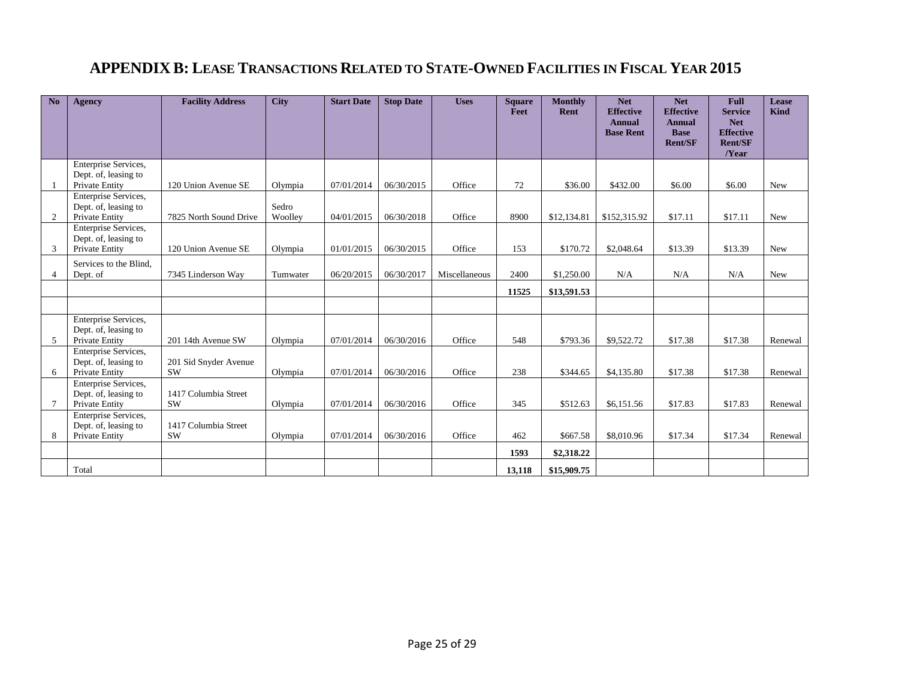# APPENDIX B: LEASE TRANSACTIONS RELATED TO STATE-OWNED FACILITIES IN FISCAL YEAR 2015

| No | Agency | Facility Address | City | Start Date | Stop Date | Uses | Square Feet | Monthly Rent | Net Effective Annual Base Rent | Net Effective Annual Base Rent/SF | Full Service Net Effective Rent/SF /Year | Lease Kind |
|---|---|---|---|---|---|---|---|---|---|---|---|---|
| 1 | Enterprise Services, Dept. of, leasing to Private Entity | 120 Union Avenue SE | Olympia | 07/01/2014 | 06/30/2015 | Office | 72 | $36.00 | $432.00 | $6.00 | $6.00 | New |
| 2 | Enterprise Services, Dept. of, leasing to Private Entity | 7825 North Sound Drive | Sedro Woolley | 04/01/2015 | 06/30/2018 | Office | 8900 | $12,134.81 | $152,315.92 | $17.11 | $17.11 | New |
| 3 | Enterprise Services, Dept. of, leasing to Private Entity | 120 Union Avenue SE | Olympia | 01/01/2015 | 06/30/2015 | Office | 153 | $170.72 | $2,048.64 | $13.39 | $13.39 | New |
| 4 | Services to the Blind, Dept. of | 7345 Linderson Way | Tumwater | 06/20/2015 | 06/30/2017 | Miscellaneous | 2400 | $1,250.00 | N/A | N/A | N/A | New |
| | | | | | | | **11525** | **$13,591.53** | | | | |
| | | | | | | | | | | | | |
| 5 | Enterprise Services, Dept. of, leasing to Private Entity | 201 14th Avenue SW | Olympia | 07/01/2014 | 06/30/2016 | Office | 548 | $793.36 | $9,522.72 | $17.38 | $17.38 | Renewal |
| 6 | Enterprise Services, Dept. of, leasing to Private Entity | 201 Sid Snyder Avenue SW | Olympia | 07/01/2014 | 06/30/2016 | Office | 238 | $344.65 | $4,135.80 | $17.38 | $17.38 | Renewal |
| 7 | Enterprise Services, Dept. of, leasing to Private Entity | 1417 Columbia Street SW | Olympia | 07/01/2014 | 06/30/2016 | Office | 345 | $512.63 | $6,151.56 | $17.83 | $17.83 | Renewal |
| 8 | Enterprise Services, Dept. of, leasing to Private Entity | 1417 Columbia Street SW | Olympia | 07/01/2014 | 06/30/2016 | Office | 462 | $667.58 | $8,010.96 | $17.34 | $17.34 | Renewal |
| | | | | | | | **1593** | **$2,318.22** | | | | |
| | Total | | | | | | **13,118** | **$15,909.75** | | | | |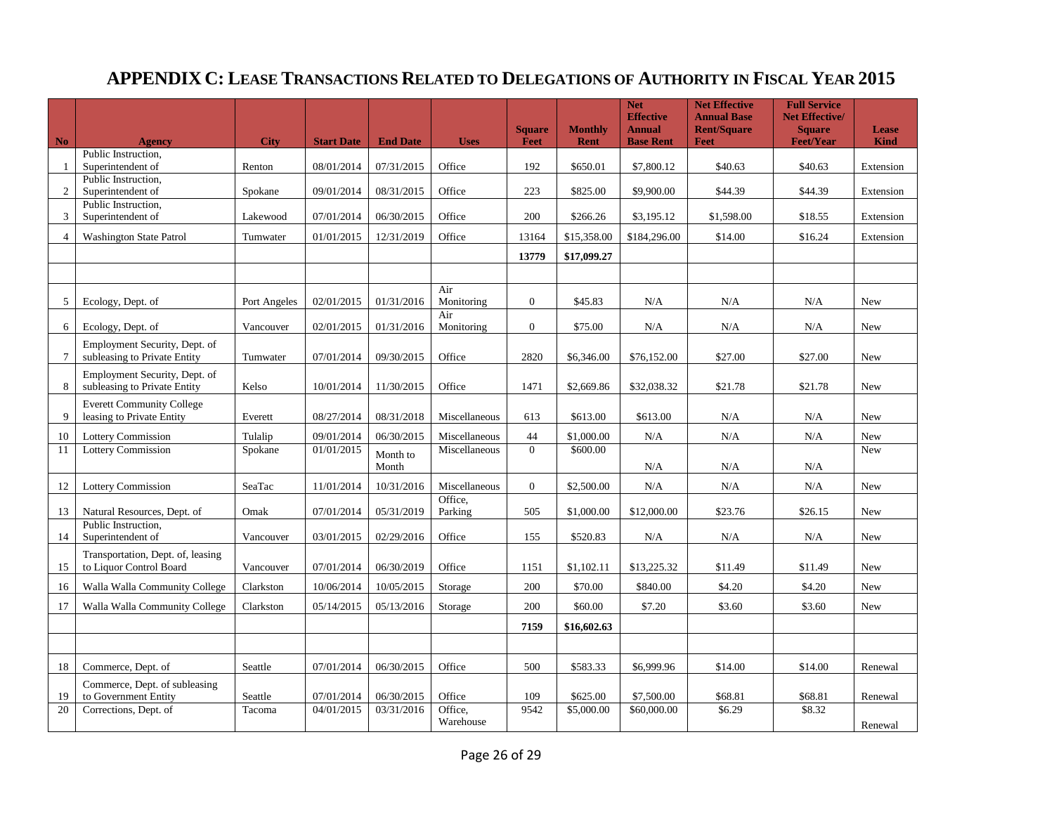# APPENDIX C: LEASE TRANSACTIONS RELATED TO DELEGATIONS OF AUTHORITY IN FISCAL YEAR 2015

| No | Agency | City | Start Date | End Date | Uses | Square Feet | Monthly Rent | Net Effective Annual Base Rent | Net Effective Annual Base Rent/Square Feet | Full Service Net Effective/ Square Feet/Year | Lease Kind |
|---|---|---|---|---|---|---|---|---|---|---|---|
| 1 | Public Instruction, Superintendent of | Renton | 08/01/2014 | 07/31/2015 | Office | 192 | $650.01 | $7,800.12 | $40.63 | $40.63 | Extension |
| 2 | Public Instruction, Superintendent of | Spokane | 09/01/2014 | 08/31/2015 | Office | 223 | $825.00 | $9,900.00 | $44.39 | $44.39 | Extension |
| 3 | Public Instruction, Superintendent of | Lakewood | 07/01/2014 | 06/30/2015 | Office | 200 | $266.26 | $3,195.12 | $1,598.00 | $18.55 | Extension |
| 4 | Washington State Patrol | Tumwater | 01/01/2015 | 12/31/2019 | Office | 13164 | $15,358.00 | $184,296.00 | $14.00 | $16.24 | Extension |
| | | | | | | **13779** | **$17,099.27** | | | | |
| | | | | | | | | | | | |
| 5 | Ecology, Dept. of | Port Angeles | 02/01/2015 | 01/31/2016 | Air Monitoring | 0 | $45.83 | N/A | N/A | N/A | New |
| 6 | Ecology, Dept. of | Vancouver | 02/01/2015 | 01/31/2016 | Air Monitoring | 0 | $75.00 | N/A | N/A | N/A | New |
| 7 | Employment Security, Dept. of subleasing to Private Entity | Tumwater | 07/01/2014 | 09/30/2015 | Office | 2820 | $6,346.00 | $76,152.00 | $27.00 | $27.00 | New |
| 8 | Employment Security, Dept. of subleasing to Private Entity | Kelso | 10/01/2014 | 11/30/2015 | Office | 1471 | $2,669.86 | $32,038.32 | $21.78 | $21.78 | New |
| 9 | Everett Community College leasing to Private Entity | Everett | 08/27/2014 | 08/31/2018 | Miscellaneous | 613 | $613.00 | $613.00 | N/A | N/A | New |
| 10 | Lottery Commission | Tulalip | 09/01/2014 | 06/30/2015 | Miscellaneous | 44 | $1,000.00 | N/A | N/A | N/A | New |
| 11 | Lottery Commission | Spokane | 01/01/2015 | Month to Month | Miscellaneous | 0 | $600.00 | N/A | N/A | N/A | New |
| 12 | Lottery Commission | SeaTac | 11/01/2014 | 10/31/2016 | Miscellaneous | 0 | $2,500.00 | N/A | N/A | N/A | New |
| 13 | Natural Resources, Dept. of | Omak | 07/01/2014 | 05/31/2019 | Office, Parking | 505 | $1,000.00 | $12,000.00 | $23.76 | $26.15 | New |
| 14 | Public Instruction, Superintendent of | Vancouver | 03/01/2015 | 02/29/2016 | Office | 155 | $520.83 | N/A | N/A | N/A | New |
| 15 | Transportation, Dept. of, leasing to Liquor Control Board | Vancouver | 07/01/2014 | 06/30/2019 | Office | 1151 | $1,102.11 | $13,225.32 | $11.49 | $11.49 | New |
| 16 | Walla Walla Community College | Clarkston | 10/06/2014 | 10/05/2015 | Storage | 200 | $70.00 | $840.00 | $4.20 | $4.20 | New |
| 17 | Walla Walla Community College | Clarkston | 05/14/2015 | 05/13/2016 | Storage | 200 | $60.00 | $7.20 | $3.60 | $3.60 | New |
| | | | | | | **7159** | **$16,602.63** | | | | |
| | | | | | | | | | | | |
| 18 | Commerce, Dept. of | Seattle | 07/01/2014 | 06/30/2015 | Office | 500 | $583.33 | $6,999.96 | $14.00 | $14.00 | Renewal |
| 19 | Commerce, Dept. of subleasing to Government Entity | Seattle | 07/01/2014 | 06/30/2015 | Office | 109 | $625.00 | $7,500.00 | $68.81 | $68.81 | Renewal |
| 20 | Corrections, Dept. of | Tacoma | 04/01/2015 | 03/31/2016 | Office, Warehouse | 9542 | $5,000.00 | $60,000.00 | $6.29 | $8.32 | Renewal |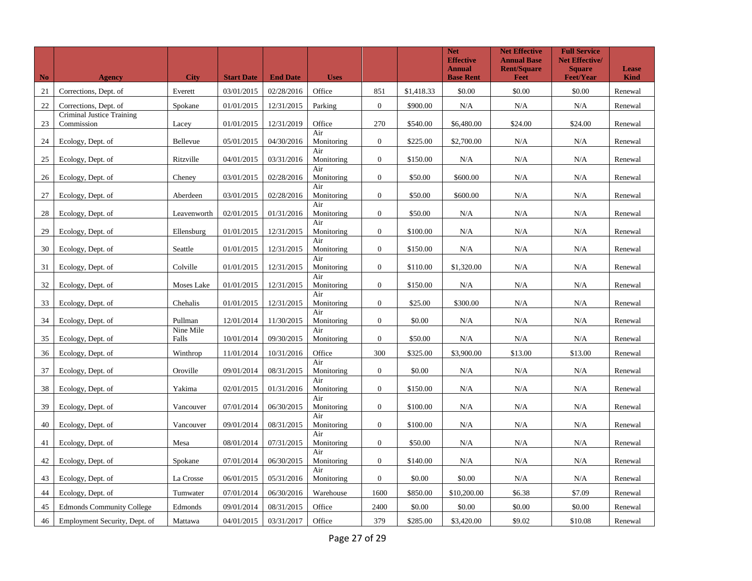| No | Agency | City | Start Date | End Date | Uses | | | Net Effective Annual Base Rent | Net Effective Annual Base Rent/Square Feet | Full Service Net Effective/ Square Feet/Year | Lease Kind |
|---|---|---|---|---|---|---|---|---|---|---|---|
| 21 | Corrections, Dept. of | Everett | 03/01/2015 | 02/28/2016 | Office | 851 | $1,418.33 | $0.00 | $0.00 | $0.00 | Renewal |
| 22 | Corrections, Dept. of | Spokane | 01/01/2015 | 12/31/2015 | Parking | 0 | $900.00 | N/A | N/A | N/A | Renewal |
| 23 | Criminal Justice Training Commission | Lacey | 01/01/2015 | 12/31/2019 | Office | 270 | $540.00 | $6,480.00 | $24.00 | $24.00 | Renewal |
| 24 | Ecology, Dept. of | Bellevue | 05/01/2015 | 04/30/2016 | Air Monitoring | 0 | $225.00 | $2,700.00 | N/A | N/A | Renewal |
| 25 | Ecology, Dept. of | Ritzville | 04/01/2015 | 03/31/2016 | Air Monitoring | 0 | $150.00 | N/A | N/A | N/A | Renewal |
| 26 | Ecology, Dept. of | Cheney | 03/01/2015 | 02/28/2016 | Air Monitoring | 0 | $50.00 | $600.00 | N/A | N/A | Renewal |
| 27 | Ecology, Dept. of | Aberdeen | 03/01/2015 | 02/28/2016 | Air Monitoring | 0 | $50.00 | $600.00 | N/A | N/A | Renewal |
| 28 | Ecology, Dept. of | Leavenworth | 02/01/2015 | 01/31/2016 | Air Monitoring | 0 | $50.00 | N/A | N/A | N/A | Renewal |
| 29 | Ecology, Dept. of | Ellensburg | 01/01/2015 | 12/31/2015 | Air Monitoring | 0 | $100.00 | N/A | N/A | N/A | Renewal |
| 30 | Ecology, Dept. of | Seattle | 01/01/2015 | 12/31/2015 | Air Monitoring | 0 | $150.00 | N/A | N/A | N/A | Renewal |
| 31 | Ecology, Dept. of | Colville | 01/01/2015 | 12/31/2015 | Air Monitoring | 0 | $110.00 | $1,320.00 | N/A | N/A | Renewal |
| 32 | Ecology, Dept. of | Moses Lake | 01/01/2015 | 12/31/2015 | Air Monitoring | 0 | $150.00 | N/A | N/A | N/A | Renewal |
| 33 | Ecology, Dept. of | Chehalis | 01/01/2015 | 12/31/2015 | Air Monitoring | 0 | $25.00 | $300.00 | N/A | N/A | Renewal |
| 34 | Ecology, Dept. of | Pullman | 12/01/2014 | 11/30/2015 | Air Monitoring | 0 | $0.00 | N/A | N/A | N/A | Renewal |
| 35 | Ecology, Dept. of | Nine Mile Falls | 10/01/2014 | 09/30/2015 | Air Monitoring | 0 | $50.00 | N/A | N/A | N/A | Renewal |
| 36 | Ecology, Dept. of | Winthrop | 11/01/2014 | 10/31/2016 | Office | 300 | $325.00 | $3,900.00 | $13.00 | $13.00 | Renewal |
| 37 | Ecology, Dept. of | Oroville | 09/01/2014 | 08/31/2015 | Air Monitoring | 0 | $0.00 | N/A | N/A | N/A | Renewal |
| 38 | Ecology, Dept. of | Yakima | 02/01/2015 | 01/31/2016 | Air Monitoring | 0 | $150.00 | N/A | N/A | N/A | Renewal |
| 39 | Ecology, Dept. of | Vancouver | 07/01/2014 | 06/30/2015 | Air Monitoring | 0 | $100.00 | N/A | N/A | N/A | Renewal |
| 40 | Ecology, Dept. of | Vancouver | 09/01/2014 | 08/31/2015 | Air Monitoring | 0 | $100.00 | N/A | N/A | N/A | Renewal |
| 41 | Ecology, Dept. of | Mesa | 08/01/2014 | 07/31/2015 | Air Monitoring | 0 | $50.00 | N/A | N/A | N/A | Renewal |
| 42 | Ecology, Dept. of | Spokane | 07/01/2014 | 06/30/2015 | Air Monitoring | 0 | $140.00 | N/A | N/A | N/A | Renewal |
| 43 | Ecology, Dept. of | La Crosse | 06/01/2015 | 05/31/2016 | Air Monitoring | 0 | $0.00 | $0.00 | N/A | N/A | Renewal |
| 44 | Ecology, Dept. of | Tumwater | 07/01/2014 | 06/30/2016 | Warehouse | 1600 | $850.00 | $10,200.00 | $6.38 | $7.09 | Renewal |
| 45 | Edmonds Community College | Edmonds | 09/01/2014 | 08/31/2015 | Office | 2400 | $0.00 | $0.00 | $0.00 | $0.00 | Renewal |
| 46 | Employment Security, Dept. of | Mattawa | 04/01/2015 | 03/31/2017 | Office | 379 | $285.00 | $3,420.00 | $9.02 | $10.08 | Renewal |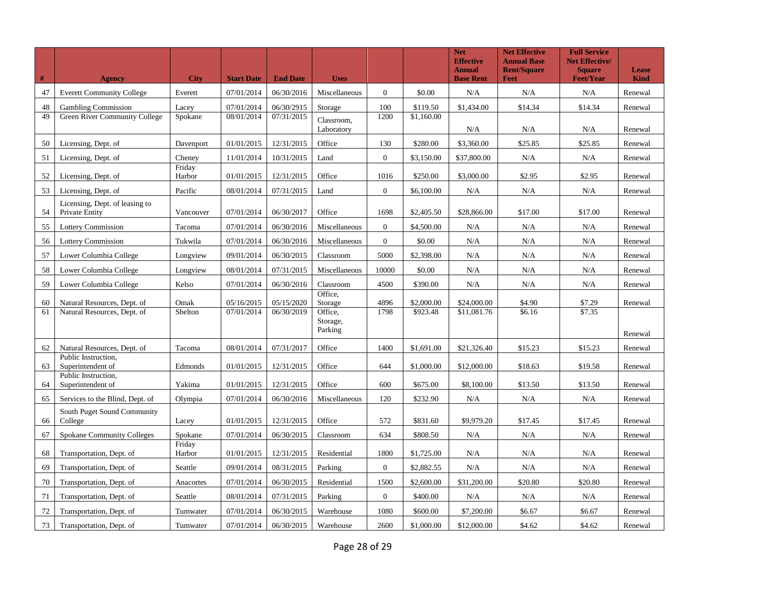| # | Agency | City | Start Date | End Date | Uses | | | Net Effective Annual Base Rent | Net Effective Annual Base Rent/Square Feet | Full Service Net Effective/ Square Feet/Year | Lease Kind |
|---|---|---|---|---|---|---|---|---|---|---|---|
| 47 | Everett Community College | Everett | 07/01/2014 | 06/30/2016 | Miscellaneous | 0 | $0.00 | N/A | N/A | N/A | Renewal |
| 48 | Gambling Commission | Lacey | 07/01/2014 | 06/30/2915 | Storage | 100 | $119.50 | $1,434.00 | $14.34 | $14.34 | Renewal |
| 49 | Green River Community College | Spokane | 08/01/2014 | 07/31/2015 | Classroom, Laboratory | 1200 | $1,160.00 | N/A | N/A | N/A | Renewal |
| 50 | Licensing, Dept. of | Davenport | 01/01/2015 | 12/31/2015 | Office | 130 | $280.00 | $3,360.00 | $25.85 | $25.85 | Renewal |
| 51 | Licensing, Dept. of | Cheney | 11/01/2014 | 10/31/2015 | Land | 0 | $3,150.00 | $37,800.00 | N/A | N/A | Renewal |
| 52 | Licensing, Dept. of | Friday Harbor | 01/01/2015 | 12/31/2015 | Office | 1016 | $250.00 | $3,000.00 | $2.95 | $2.95 | Renewal |
| 53 | Licensing, Dept. of | Pacific | 08/01/2014 | 07/31/2015 | Land | 0 | $6,100.00 | N/A | N/A | N/A | Renewal |
| 54 | Licensing, Dept. of leasing to Private Entity | Vancouver | 07/01/2014 | 06/30/2017 | Office | 1698 | $2,405.50 | $28,866.00 | $17.00 | $17.00 | Renewal |
| 55 | Lottery Commission | Tacoma | 07/01/2014 | 06/30/2016 | Miscellaneous | 0 | $4,500.00 | N/A | N/A | N/A | Renewal |
| 56 | Lottery Commission | Tukwila | 07/01/2014 | 06/30/2016 | Miscellaneous | 0 | $0.00 | N/A | N/A | N/A | Renewal |
| 57 | Lower Columbia College | Longview | 09/01/2014 | 06/30/2015 | Classroom | 5000 | $2,398.00 | N/A | N/A | N/A | Renewal |
| 58 | Lower Columbia College | Longview | 08/01/2014 | 07/31/2015 | Miscellaneous | 10000 | $0.00 | N/A | N/A | N/A | Renewal |
| 59 | Lower Columbia College | Kelso | 07/01/2014 | 06/30/2016 | Classroom | 4500 | $390.00 | N/A | N/A | N/A | Renewal |
| 60 | Natural Resources, Dept. of | Omak | 05/16/2015 | 05/15/2020 | Office, Storage | 4896 | $2,000.00 | $24,000.00 | $4.90 | $7.29 | Renewal |
| 61 | Natural Resources, Dept. of | Shelton | 07/01/2014 | 06/30/2019 | Office, Storage, Parking | 1798 | $923.48 | $11,081.76 | $6.16 | $7.35 | Renewal |
| 62 | Natural Resources, Dept. of | Tacoma | 08/01/2014 | 07/31/2017 | Office | 1400 | $1,691.00 | $21,326.40 | $15.23 | $15.23 | Renewal |
| 63 | Public Instruction, Superintendent of | Edmonds | 01/01/2015 | 12/31/2015 | Office | 644 | $1,000.00 | $12,000.00 | $18.63 | $19.58 | Renewal |
| 64 | Public Instruction, Superintendent of | Yakima | 01/01/2015 | 12/31/2015 | Office | 600 | $675.00 | $8,100.00 | $13.50 | $13.50 | Renewal |
| 65 | Services to the Blind, Dept. of | Olympia | 07/01/2014 | 06/30/2016 | Miscellaneous | 120 | $232.90 | N/A | N/A | N/A | Renewal |
| 66 | South Puget Sound Community College | Lacey | 01/01/2015 | 12/31/2015 | Office | 572 | $831.60 | $9,979.20 | $17.45 | $17.45 | Renewal |
| 67 | Spokane Community Colleges | Spokane | 07/01/2014 | 06/30/2015 | Classroom | 634 | $808.50 | N/A | N/A | N/A | Renewal |
| 68 | Transportation, Dept. of | Friday Harbor | 01/01/2015 | 12/31/2015 | Residential | 1800 | $1,725.00 | N/A | N/A | N/A | Renewal |
| 69 | Transportation, Dept. of | Seattle | 09/01/2014 | 08/31/2015 | Parking | 0 | $2,882.55 | N/A | N/A | N/A | Renewal |
| 70 | Transportation, Dept. of | Anacortes | 07/01/2014 | 06/30/2015 | Residential | 1500 | $2,600.00 | $31,200.00 | $20.80 | $20.80 | Renewal |
| 71 | Transportation, Dept. of | Seattle | 08/01/2014 | 07/31/2015 | Parking | 0 | $400.00 | N/A | N/A | N/A | Renewal |
| 72 | Transportation, Dept. of | Tumwater | 07/01/2014 | 06/30/2015 | Warehouse | 1080 | $600.00 | $7,200.00 | $6.67 | $6.67 | Renewal |
| 73 | Transportation, Dept. of | Tumwater | 07/01/2014 | 06/30/2015 | Warehouse | 2600 | $1,000.00 | $12,000.00 | $4.62 | $4.62 | Renewal |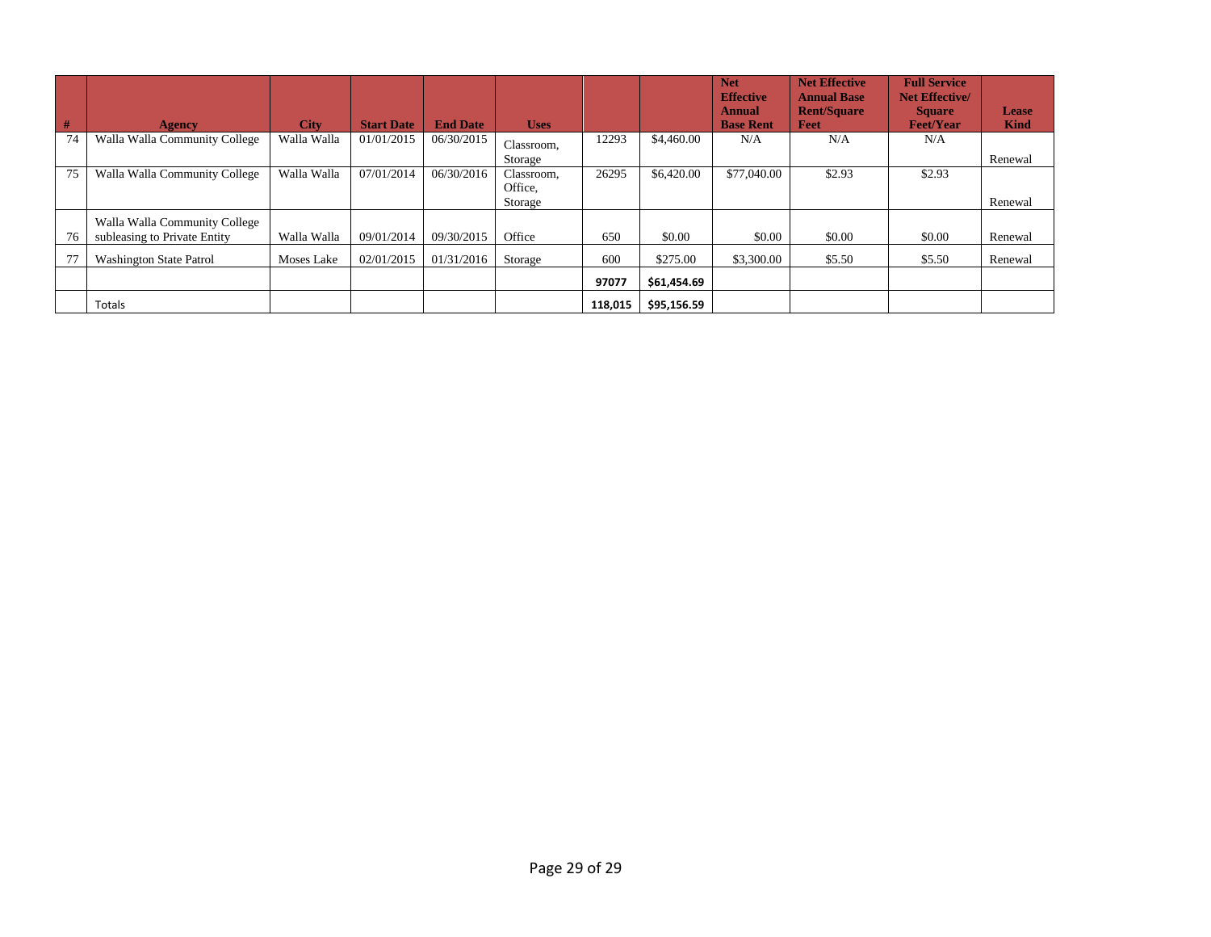| # | Agency | City | Start Date | End Date | Uses | | | Net Effective Annual Base Rent | Net Effective Annual Base Rent/Square Feet | Full Service Net Effective/ Square Feet/Year | Lease Kind |
|---|---|---|---|---|---|---|---|---|---|---|---|
| 74 | Walla Walla Community College | Walla Walla | 01/01/2015 | 06/30/2015 | Classroom, Storage | 12293 | $4,460.00 | N/A | N/A | N/A | Renewal |
| 75 | Walla Walla Community College | Walla Walla | 07/01/2014 | 06/30/2016 | Classroom, Office, Storage | 26295 | $6,420.00 | $77,040.00 | $2.93 | $2.93 | Renewal |
| 76 | Walla Walla Community College subleasing to Private Entity | Walla Walla | 09/01/2014 | 09/30/2015 | Office | 650 | $0.00 | $0.00 | $0.00 | $0.00 | Renewal |
| 77 | Washington State Patrol | Moses Lake | 02/01/2015 | 01/31/2016 | Storage | 600 | $275.00 | $3,300.00 | $5.50 | $5.50 | Renewal |
| | | | | | | **97077** | **$61,454.69** | | | | |
| | Totals | | | | | **118,015** | **$95,156.59** | | | | |